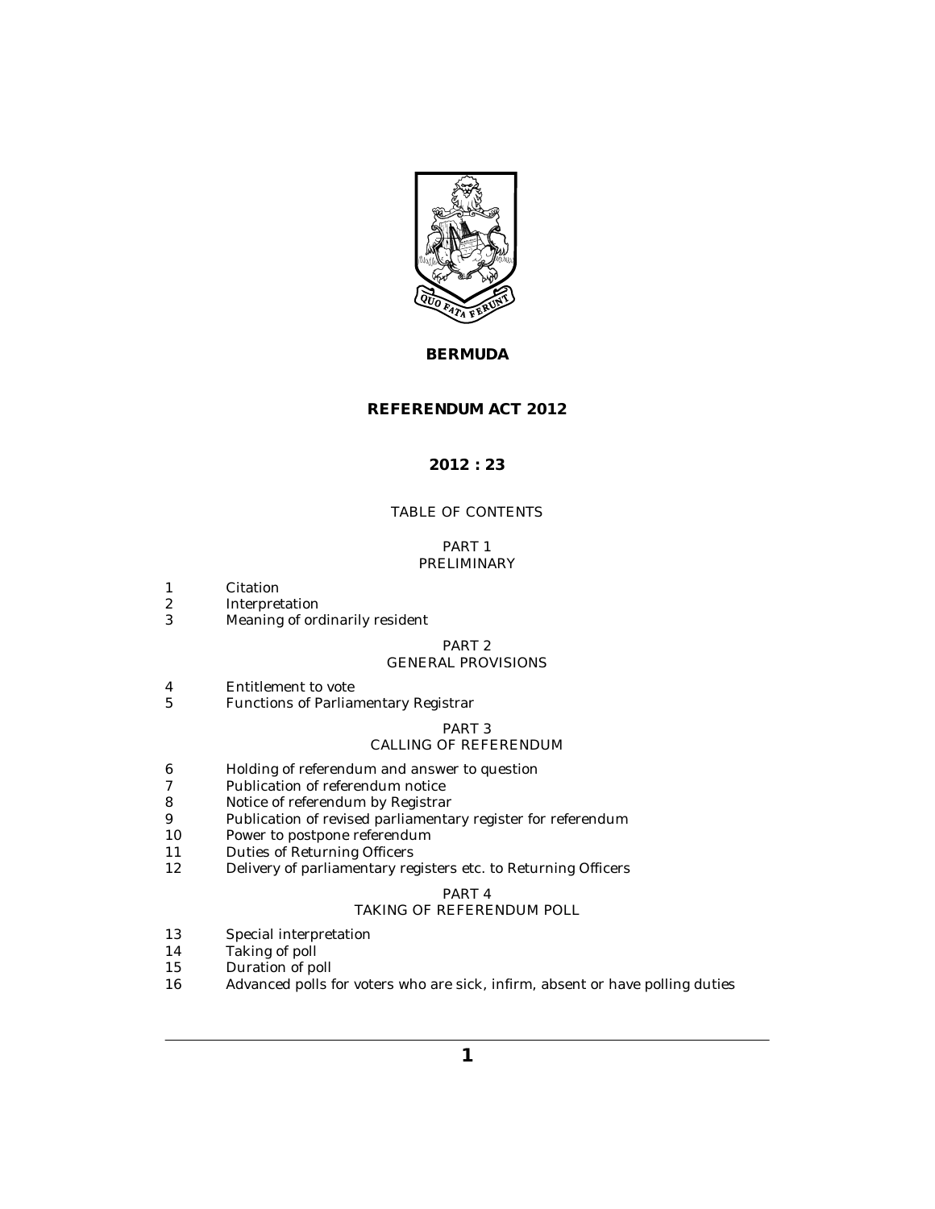# BERMUDA

# REFERENDUM ACT 2012

## 2012 : 23

TABLE OF CONTENTS

PART 1
PRELIMINARY

1 Citation
2 Interpretation
3 Meaning of ordinarily resident

PART 2
GENERAL PROVISIONS

4 Entitlement to vote
5 Functions of Parliamentary Registrar

PART 3
CALLING OF REFERENDUM

6 Holding of referendum and answer to question
7 Publication of referendum notice
8 Notice of referendum by Registrar
9 Publication of revised parliamentary register for referendum
10 Power to postpone referendum
11 Duties of Returning Officers
12 Delivery of parliamentary registers etc. to Returning Officers

PART 4
TAKING OF REFERENDUM POLL

13 Special interpretation
14 Taking of poll
15 Duration of poll
16 Advanced polls for voters who are sick, infirm, absent or have polling duties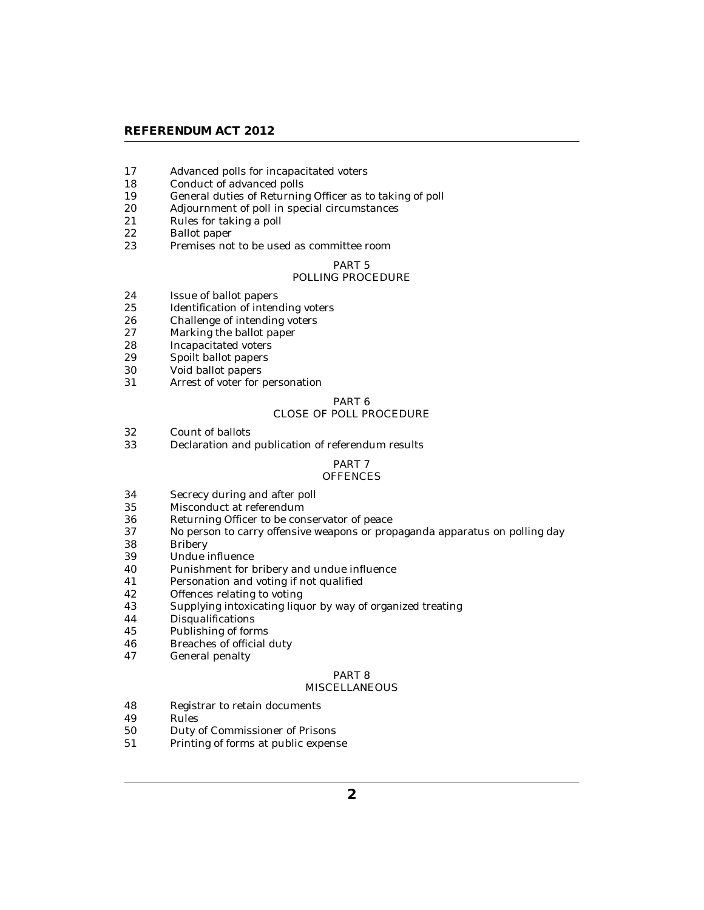17 Advanced polls for incapacitated voters
18 Conduct of advanced polls
19 General duties of Returning Officer as to taking of poll
20 Adjournment of poll in special circumstances
21 Rules for taking a poll
22 Ballot paper
23 Premises not to be used as committee room

PART 5
POLLING PROCEDURE

24 Issue of ballot papers
25 Identification of intending voters
26 Challenge of intending voters
27 Marking the ballot paper
28 Incapacitated voters
29 Spoilt ballot papers
30 Void ballot papers
31 Arrest of voter for personation

PART 6
CLOSE OF POLL PROCEDURE

32 Count of ballots
33 Declaration and publication of referendum results

PART 7
OFFENCES

34 Secrecy during and after poll
35 Misconduct at referendum
36 Returning Officer to be conservator of peace
37 No person to carry offensive weapons or propaganda apparatus on polling day
38 Bribery
39 Undue influence
40 Punishment for bribery and undue influence
41 Personation and voting if not qualified
42 Offences relating to voting
43 Supplying intoxicating liquor by way of organized treating
44 Disqualifications
45 Publishing of forms
46 Breaches of official duty
47 General penalty

PART 8
MISCELLANEOUS

48 Registrar to retain documents
49 Rules
50 Duty of Commissioner of Prisons
51 Printing of forms at public expense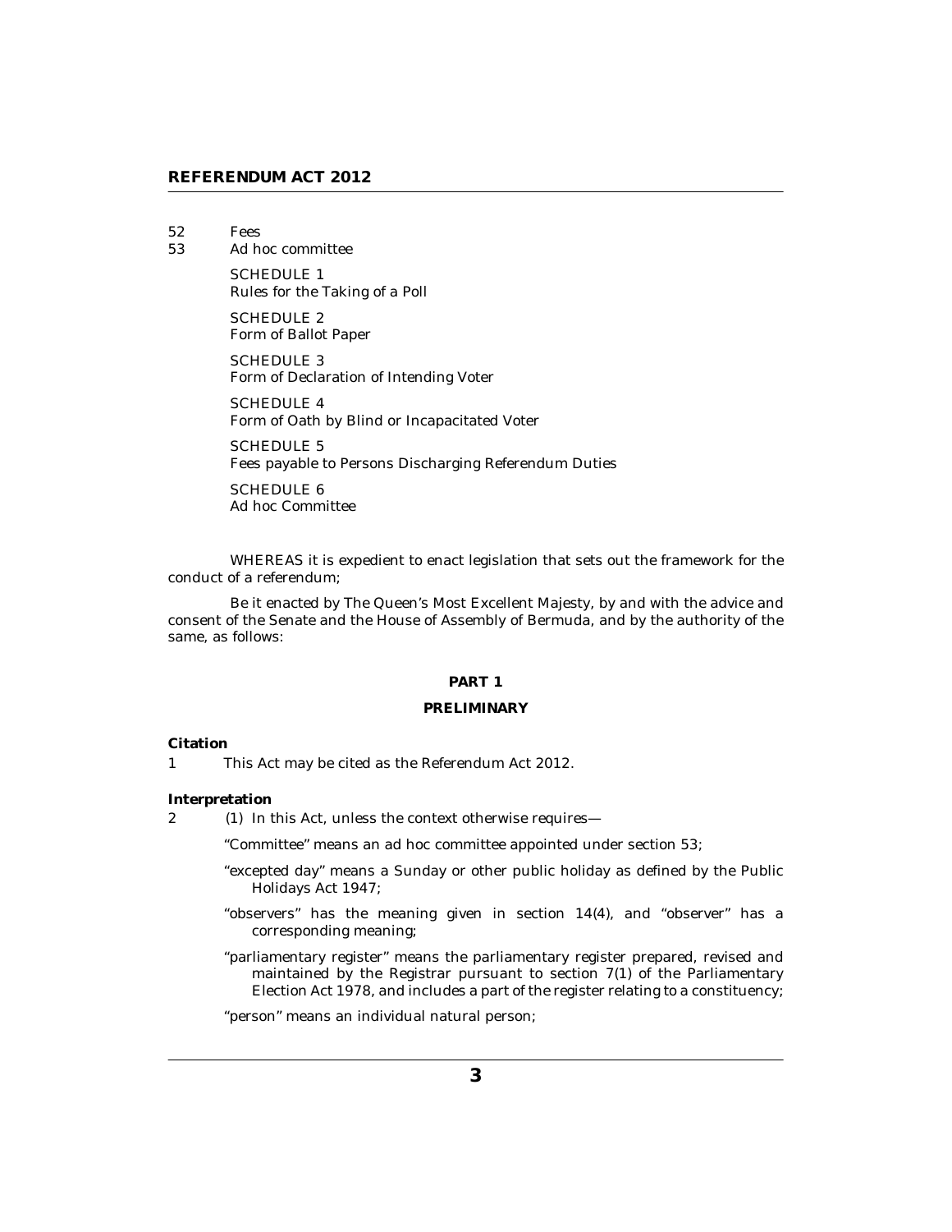52 Fees

53 Ad hoc committee

SCHEDULE 1
Rules for the Taking of a Poll

SCHEDULE 2
Form of Ballot Paper

SCHEDULE 3
Form of Declaration of Intending Voter

SCHEDULE 4
Form of Oath by Blind or Incapacitated Voter

SCHEDULE 5
Fees payable to Persons Discharging Referendum Duties

SCHEDULE 6
Ad hoc Committee

WHEREAS it is expedient to enact legislation that sets out the framework for the conduct of a referendum;

Be it enacted by The Queen's Most Excellent Majesty, by and with the advice and consent of the Senate and the House of Assembly of Bermuda, and by the authority of the same, as follows:

## PART 1

## PRELIMINARY

**Citation**

1 This Act may be cited as the Referendum Act 2012.

**Interpretation**

2 (1) In this Act, unless the context otherwise requires—

"Committee" means an ad hoc committee appointed under section 53;

"excepted day" means a Sunday or other public holiday as defined by the Public Holidays Act 1947;

"observers" has the meaning given in section 14(4), and "observer" has a corresponding meaning;

"parliamentary register" means the parliamentary register prepared, revised and maintained by the Registrar pursuant to section 7(1) of the Parliamentary Election Act 1978, and includes a part of the register relating to a constituency;

"person" means an individual natural person;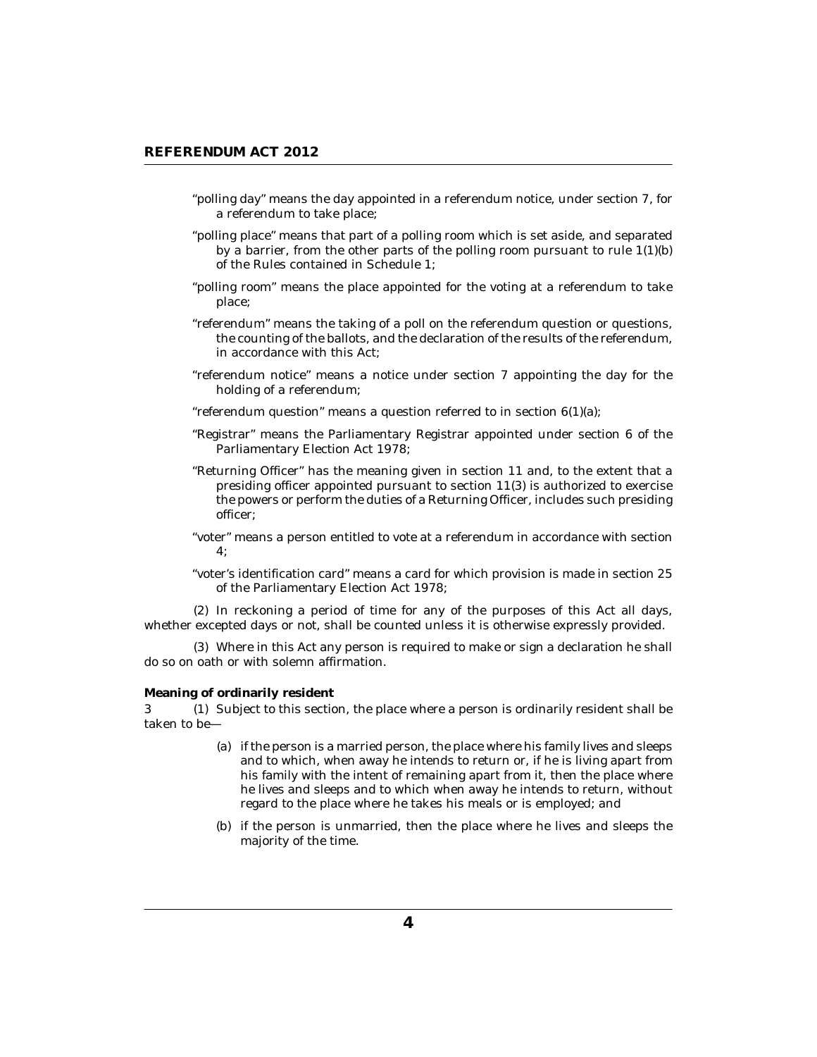"polling day" means the day appointed in a referendum notice, under section 7, for a referendum to take place;

"polling place" means that part of a polling room which is set aside, and separated by a barrier, from the other parts of the polling room pursuant to rule 1(1)(b) of the Rules contained in Schedule 1;

"polling room" means the place appointed for the voting at a referendum to take place;

"referendum" means the taking of a poll on the referendum question or questions, the counting of the ballots, and the declaration of the results of the referendum, in accordance with this Act;

"referendum notice" means a notice under section 7 appointing the day for the holding of a referendum;

"referendum question" means a question referred to in section 6(1)(a);

"Registrar" means the Parliamentary Registrar appointed under section 6 of the Parliamentary Election Act 1978;

"Returning Officer" has the meaning given in section 11 and, to the extent that a presiding officer appointed pursuant to section 11(3) is authorized to exercise the powers or perform the duties of a Returning Officer, includes such presiding officer;

"voter" means a person entitled to vote at a referendum in accordance with section 4;

"voter's identification card" means a card for which provision is made in section 25 of the Parliamentary Election Act 1978;

(2) In reckoning a period of time for any of the purposes of this Act all days, whether excepted days or not, shall be counted unless it is otherwise expressly provided.

(3) Where in this Act any person is required to make or sign a declaration he shall do so on oath or with solemn affirmation.

**Meaning of ordinarily resident**

3 (1) Subject to this section, the place where a person is ordinarily resident shall be taken to be—

(a) if the person is a married person, the place where his family lives and sleeps and to which, when away he intends to return or, if he is living apart from his family with the intent of remaining apart from it, then the place where he lives and sleeps and to which when away he intends to return, without regard to the place where he takes his meals or is employed; and

(b) if the person is unmarried, then the place where he lives and sleeps the majority of the time.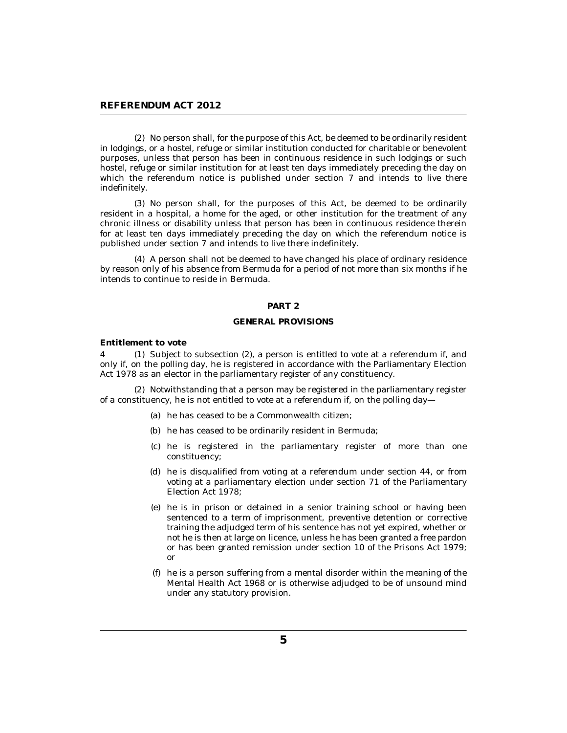(2) No person shall, for the purpose of this Act, be deemed to be ordinarily resident in lodgings, or a hostel, refuge or similar institution conducted for charitable or benevolent purposes, unless that person has been in continuous residence in such lodgings or such hostel, refuge or similar institution for at least ten days immediately preceding the day on which the referendum notice is published under section 7 and intends to live there indefinitely.

(3) No person shall, for the purposes of this Act, be deemed to be ordinarily resident in a hospital, a home for the aged, or other institution for the treatment of any chronic illness or disability unless that person has been in continuous residence therein for at least ten days immediately preceding the day on which the referendum notice is published under section 7 and intends to live there indefinitely.

(4) A person shall not be deemed to have changed his place of ordinary residence by reason only of his absence from Bermuda for a period of not more than six months if he intends to continue to reside in Bermuda.

## PART 2

## GENERAL PROVISIONS

### Entitlement to vote

4 (1) Subject to subsection (2), a person is entitled to vote at a referendum if, and only if, on the polling day, he is registered in accordance with the Parliamentary Election Act 1978 as an elector in the parliamentary register of any constituency.

(2) Notwithstanding that a person may be registered in the parliamentary register of a constituency, he is not entitled to vote at a referendum if, on the polling day—

(a) he has ceased to be a Commonwealth citizen;

(b) he has ceased to be ordinarily resident in Bermuda;

(c) he is registered in the parliamentary register of more than one constituency;

(d) he is disqualified from voting at a referendum under section 44, or from voting at a parliamentary election under section 71 of the Parliamentary Election Act 1978;

(e) he is in prison or detained in a senior training school or having been sentenced to a term of imprisonment, preventive detention or corrective training the adjudged term of his sentence has not yet expired, whether or not he is then at large on licence, unless he has been granted a free pardon or has been granted remission under section 10 of the Prisons Act 1979; or

(f) he is a person suffering from a mental disorder within the meaning of the Mental Health Act 1968 or is otherwise adjudged to be of unsound mind under any statutory provision.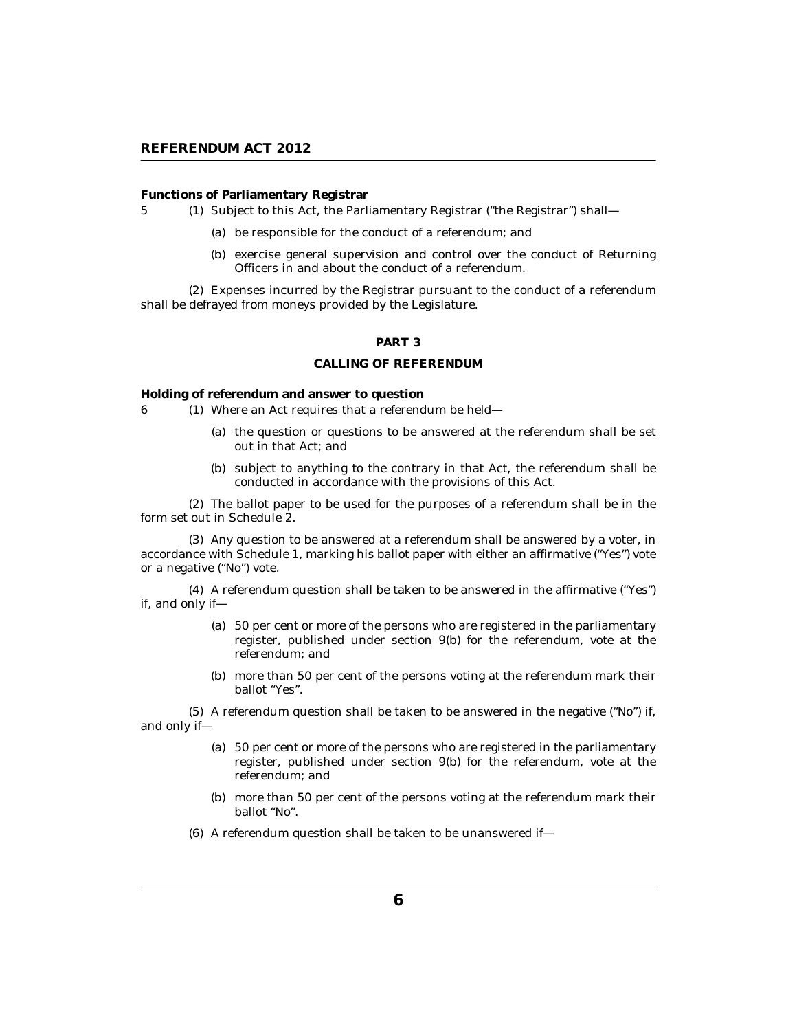**Functions of Parliamentary Registrar**

5 (1) Subject to this Act, the Parliamentary Registrar ("the Registrar") shall—

(a) be responsible for the conduct of a referendum; and

(b) exercise general supervision and control over the conduct of Returning Officers in and about the conduct of a referendum.

(2) Expenses incurred by the Registrar pursuant to the conduct of a referendum shall be defrayed from moneys provided by the Legislature.

## PART 3

## CALLING OF REFERENDUM

**Holding of referendum and answer to question**

6 (1) Where an Act requires that a referendum be held—

(a) the question or questions to be answered at the referendum shall be set out in that Act; and

(b) subject to anything to the contrary in that Act, the referendum shall be conducted in accordance with the provisions of this Act.

(2) The ballot paper to be used for the purposes of a referendum shall be in the form set out in Schedule 2.

(3) Any question to be answered at a referendum shall be answered by a voter, in accordance with Schedule 1, marking his ballot paper with either an affirmative ("Yes") vote or a negative ("No") vote.

(4) A referendum question shall be taken to be answered in the affirmative ("Yes") if, and only if—

(a) 50 per cent or more of the persons who are registered in the parliamentary register, published under section 9(b) for the referendum, vote at the referendum; and

(b) more than 50 per cent of the persons voting at the referendum mark their ballot "Yes".

(5) A referendum question shall be taken to be answered in the negative ("No") if, and only if—

(a) 50 per cent or more of the persons who are registered in the parliamentary register, published under section 9(b) for the referendum, vote at the referendum; and

(b) more than 50 per cent of the persons voting at the referendum mark their ballot "No".

(6) A referendum question shall be taken to be unanswered if—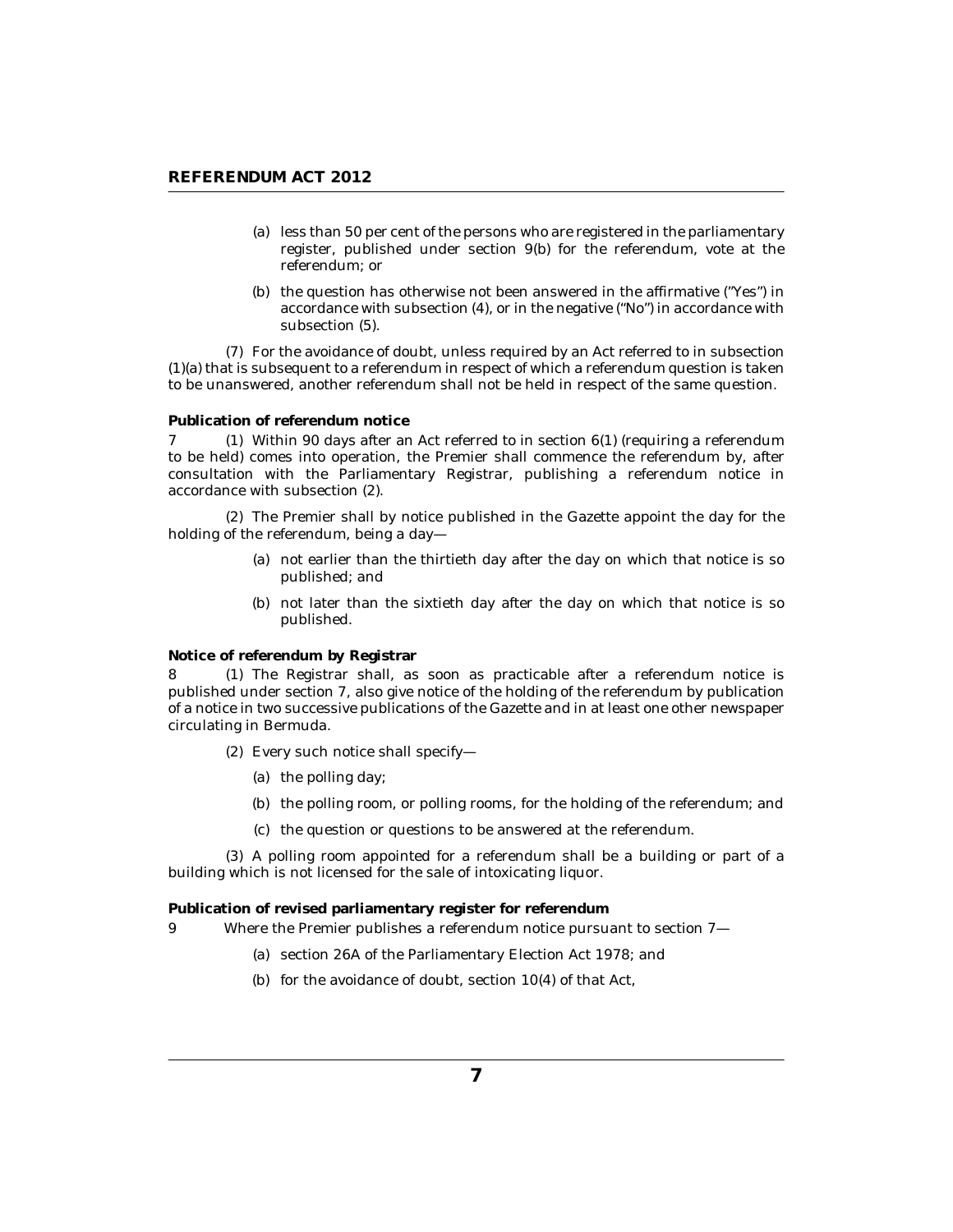(a) less than 50 per cent of the persons who are registered in the parliamentary register, published under section 9(b) for the referendum, vote at the referendum; or

(b) the question has otherwise not been answered in the affirmative ("Yes") in accordance with subsection (4), or in the negative ("No") in accordance with subsection (5).

(7) For the avoidance of doubt, unless required by an Act referred to in subsection (1)(a) that is subsequent to a referendum in respect of which a referendum question is taken to be unanswered, another referendum shall not be held in respect of the same question.

**Publication of referendum notice**

7 (1) Within 90 days after an Act referred to in section 6(1) (requiring a referendum to be held) comes into operation, the Premier shall commence the referendum by, after consultation with the Parliamentary Registrar, publishing a referendum notice in accordance with subsection (2).

(2) The Premier shall by notice published in the Gazette appoint the day for the holding of the referendum, being a day—

(a) not earlier than the thirtieth day after the day on which that notice is so published; and

(b) not later than the sixtieth day after the day on which that notice is so published.

**Notice of referendum by Registrar**

8 (1) The Registrar shall, as soon as practicable after a referendum notice is published under section 7, also give notice of the holding of the referendum by publication of a notice in two successive publications of the Gazette and in at least one other newspaper circulating in Bermuda.

(2) Every such notice shall specify—

(a) the polling day;

(b) the polling room, or polling rooms, for the holding of the referendum; and

(c) the question or questions to be answered at the referendum.

(3) A polling room appointed for a referendum shall be a building or part of a building which is not licensed for the sale of intoxicating liquor.

**Publication of revised parliamentary register for referendum**

9 Where the Premier publishes a referendum notice pursuant to section 7—

(a) section 26A of the Parliamentary Election Act 1978; and

(b) for the avoidance of doubt, section 10(4) of that Act,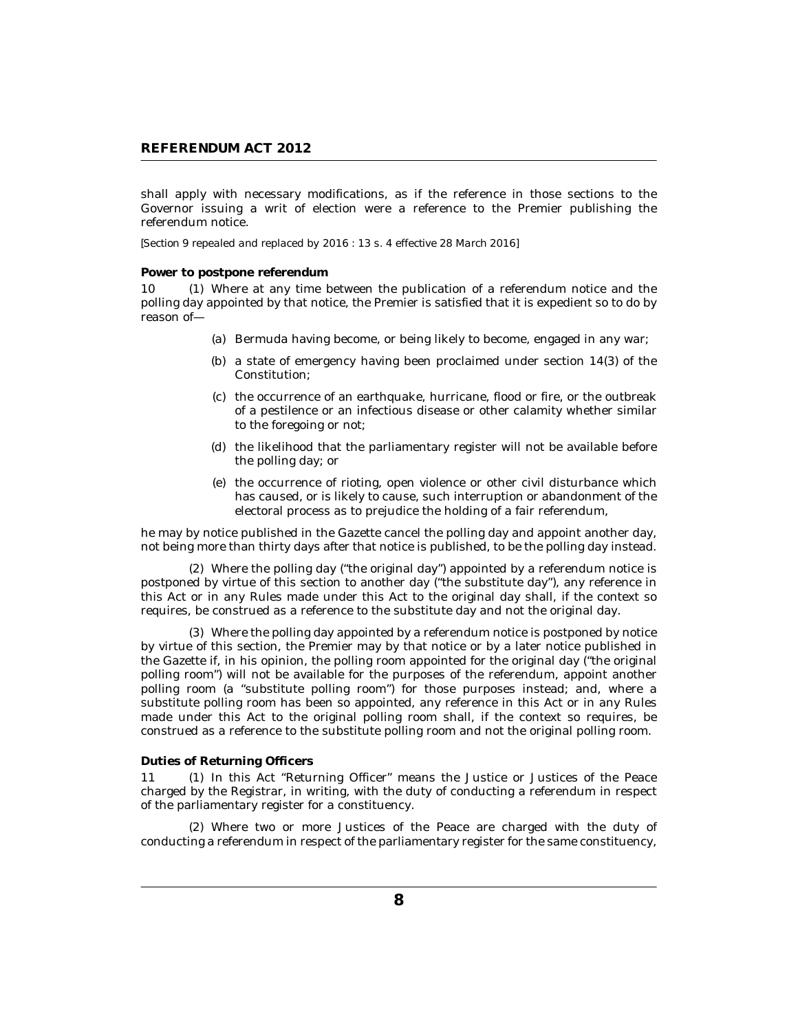shall apply with necessary modifications, as if the reference in those sections to the Governor issuing a writ of election were a reference to the Premier publishing the referendum notice.

*[Section 9 repealed and replaced by 2016 : 13 s. 4 effective 28 March 2016]*

**Power to postpone referendum**

10 (1) Where at any time between the publication of a referendum notice and the polling day appointed by that notice, the Premier is satisfied that it is expedient so to do by reason of—

- (a) Bermuda having become, or being likely to become, engaged in any war;
- (b) a state of emergency having been proclaimed under section 14(3) of the Constitution;
- (c) the occurrence of an earthquake, hurricane, flood or fire, or the outbreak of a pestilence or an infectious disease or other calamity whether similar to the foregoing or not;
- (d) the likelihood that the parliamentary register will not be available before the polling day; or
- (e) the occurrence of rioting, open violence or other civil disturbance which has caused, or is likely to cause, such interruption or abandonment of the electoral process as to prejudice the holding of a fair referendum,

he may by notice published in the Gazette cancel the polling day and appoint another day, not being more than thirty days after that notice is published, to be the polling day instead.

(2) Where the polling day ("the original day") appointed by a referendum notice is postponed by virtue of this section to another day ("the substitute day"), any reference in this Act or in any Rules made under this Act to the original day shall, if the context so requires, be construed as a reference to the substitute day and not the original day.

(3) Where the polling day appointed by a referendum notice is postponed by notice by virtue of this section, the Premier may by that notice or by a later notice published in the Gazette if, in his opinion, the polling room appointed for the original day ("the original polling room") will not be available for the purposes of the referendum, appoint another polling room (a "substitute polling room") for those purposes instead; and, where a substitute polling room has been so appointed, any reference in this Act or in any Rules made under this Act to the original polling room shall, if the context so requires, be construed as a reference to the substitute polling room and not the original polling room.

**Duties of Returning Officers**

11 (1) In this Act "Returning Officer" means the Justice or Justices of the Peace charged by the Registrar, in writing, with the duty of conducting a referendum in respect of the parliamentary register for a constituency.

(2) Where two or more Justices of the Peace are charged with the duty of conducting a referendum in respect of the parliamentary register for the same constituency,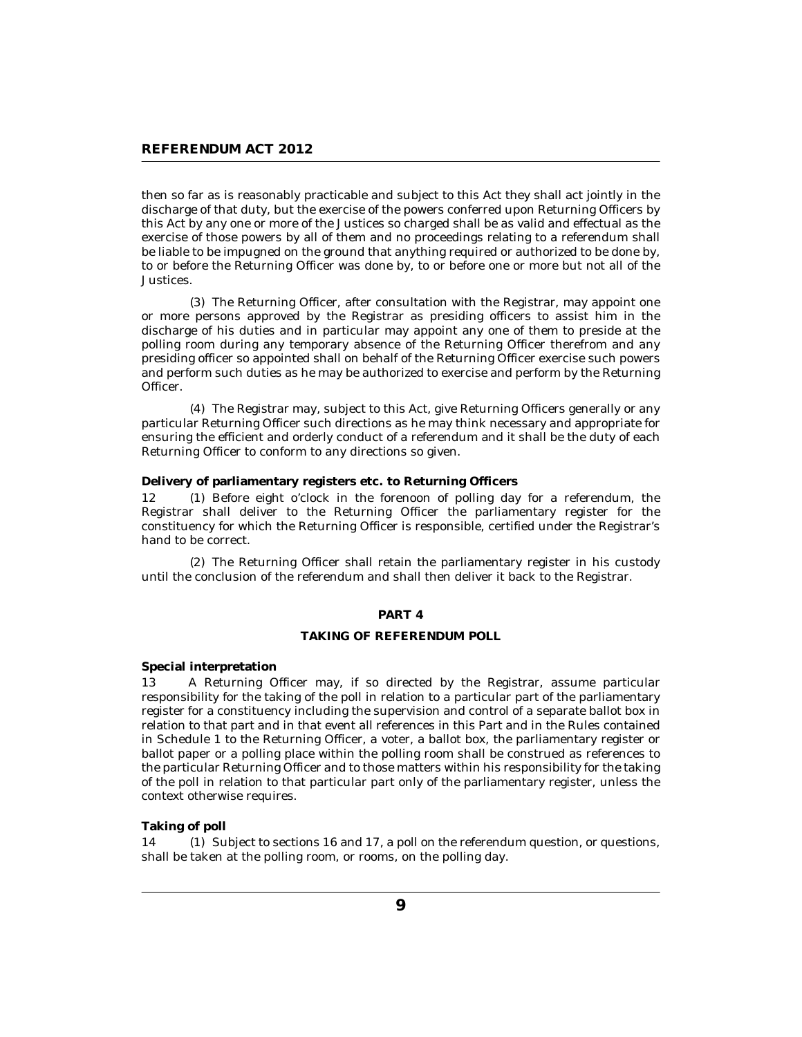then so far as is reasonably practicable and subject to this Act they shall act jointly in the discharge of that duty, but the exercise of the powers conferred upon Returning Officers by this Act by any one or more of the Justices so charged shall be as valid and effectual as the exercise of those powers by all of them and no proceedings relating to a referendum shall be liable to be impugned on the ground that anything required or authorized to be done by, to or before the Returning Officer was done by, to or before one or more but not all of the Justices.

(3) The Returning Officer, after consultation with the Registrar, may appoint one or more persons approved by the Registrar as presiding officers to assist him in the discharge of his duties and in particular may appoint any one of them to preside at the polling room during any temporary absence of the Returning Officer therefrom and any presiding officer so appointed shall on behalf of the Returning Officer exercise such powers and perform such duties as he may be authorized to exercise and perform by the Returning Officer.

(4) The Registrar may, subject to this Act, give Returning Officers generally or any particular Returning Officer such directions as he may think necessary and appropriate for ensuring the efficient and orderly conduct of a referendum and it shall be the duty of each Returning Officer to conform to any directions so given.

**Delivery of parliamentary registers etc. to Returning Officers**

12 (1) Before eight o'clock in the forenoon of polling day for a referendum, the Registrar shall deliver to the Returning Officer the parliamentary register for the constituency for which the Returning Officer is responsible, certified under the Registrar's hand to be correct.

(2) The Returning Officer shall retain the parliamentary register in his custody until the conclusion of the referendum and shall then deliver it back to the Registrar.

## PART 4

## TAKING OF REFERENDUM POLL

**Special interpretation**

13 A Returning Officer may, if so directed by the Registrar, assume particular responsibility for the taking of the poll in relation to a particular part of the parliamentary register for a constituency including the supervision and control of a separate ballot box in relation to that part and in that event all references in this Part and in the Rules contained in Schedule 1 to the Returning Officer, a voter, a ballot box, the parliamentary register or ballot paper or a polling place within the polling room shall be construed as references to the particular Returning Officer and to those matters within his responsibility for the taking of the poll in relation to that particular part only of the parliamentary register, unless the context otherwise requires.

**Taking of poll**

14 (1) Subject to sections 16 and 17, a poll on the referendum question, or questions, shall be taken at the polling room, or rooms, on the polling day.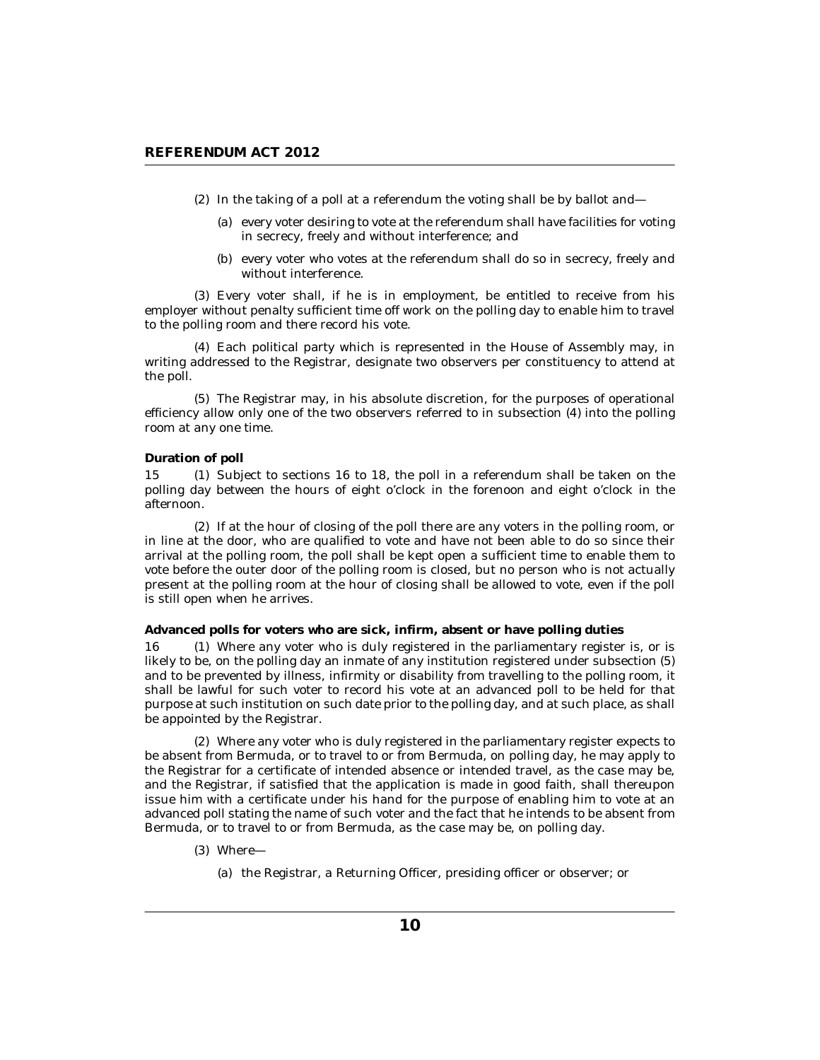(2) In the taking of a poll at a referendum the voting shall be by ballot and—

(a) every voter desiring to vote at the referendum shall have facilities for voting in secrecy, freely and without interference; and

(b) every voter who votes at the referendum shall do so in secrecy, freely and without interference.

(3) Every voter shall, if he is in employment, be entitled to receive from his employer without penalty sufficient time off work on the polling day to enable him to travel to the polling room and there record his vote.

(4) Each political party which is represented in the House of Assembly may, in writing addressed to the Registrar, designate two observers per constituency to attend at the poll.

(5) The Registrar may, in his absolute discretion, for the purposes of operational efficiency allow only one of the two observers referred to in subsection (4) into the polling room at any one time.

**Duration of poll**

15 (1) Subject to sections 16 to 18, the poll in a referendum shall be taken on the polling day between the hours of eight o'clock in the forenoon and eight o'clock in the afternoon.

(2) If at the hour of closing of the poll there are any voters in the polling room, or in line at the door, who are qualified to vote and have not been able to do so since their arrival at the polling room, the poll shall be kept open a sufficient time to enable them to vote before the outer door of the polling room is closed, but no person who is not actually present at the polling room at the hour of closing shall be allowed to vote, even if the poll is still open when he arrives.

**Advanced polls for voters who are sick, infirm, absent or have polling duties**

16 (1) Where any voter who is duly registered in the parliamentary register is, or is likely to be, on the polling day an inmate of any institution registered under subsection (5) and to be prevented by illness, infirmity or disability from travelling to the polling room, it shall be lawful for such voter to record his vote at an advanced poll to be held for that purpose at such institution on such date prior to the polling day, and at such place, as shall be appointed by the Registrar.

(2) Where any voter who is duly registered in the parliamentary register expects to be absent from Bermuda, or to travel to or from Bermuda, on polling day, he may apply to the Registrar for a certificate of intended absence or intended travel, as the case may be, and the Registrar, if satisfied that the application is made in good faith, shall thereupon issue him with a certificate under his hand for the purpose of enabling him to vote at an advanced poll stating the name of such voter and the fact that he intends to be absent from Bermuda, or to travel to or from Bermuda, as the case may be, on polling day.

(3) Where—

(a) the Registrar, a Returning Officer, presiding officer or observer; or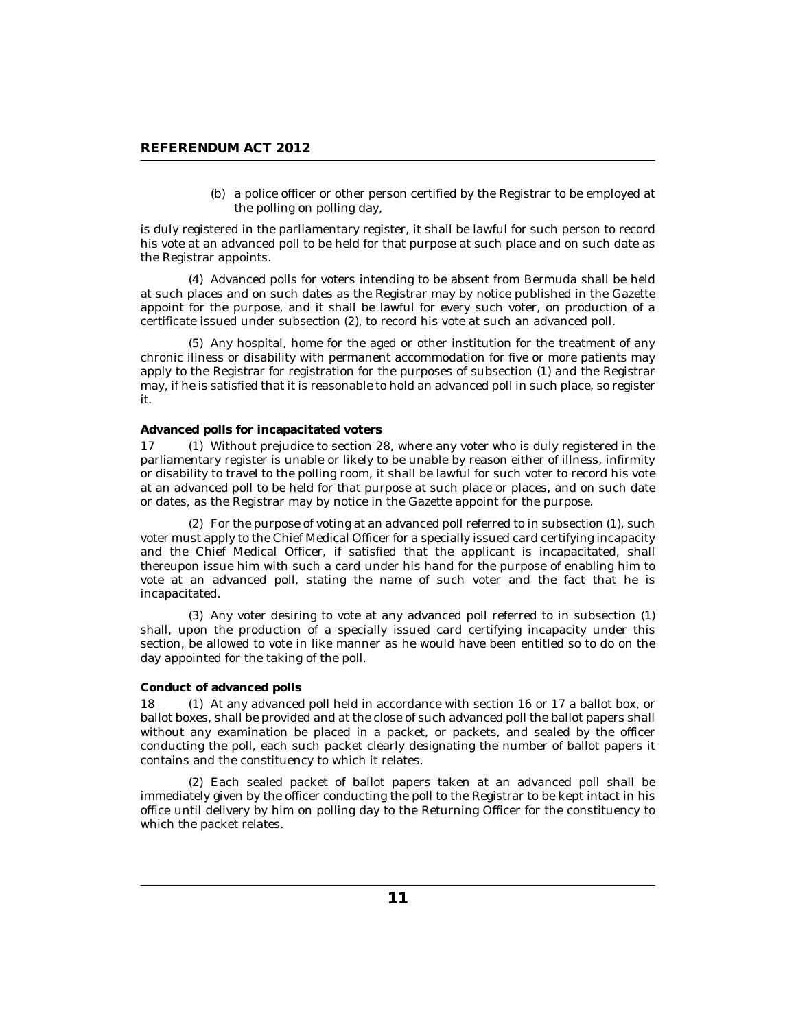(b) a police officer or other person certified by the Registrar to be employed at the polling on polling day,

is duly registered in the parliamentary register, it shall be lawful for such person to record his vote at an advanced poll to be held for that purpose at such place and on such date as the Registrar appoints.

(4) Advanced polls for voters intending to be absent from Bermuda shall be held at such places and on such dates as the Registrar may by notice published in the Gazette appoint for the purpose, and it shall be lawful for every such voter, on production of a certificate issued under subsection (2), to record his vote at such an advanced poll.

(5) Any hospital, home for the aged or other institution for the treatment of any chronic illness or disability with permanent accommodation for five or more patients may apply to the Registrar for registration for the purposes of subsection (1) and the Registrar may, if he is satisfied that it is reasonable to hold an advanced poll in such place, so register it.

**Advanced polls for incapacitated voters**

17 (1) Without prejudice to section 28, where any voter who is duly registered in the parliamentary register is unable or likely to be unable by reason either of illness, infirmity or disability to travel to the polling room, it shall be lawful for such voter to record his vote at an advanced poll to be held for that purpose at such place or places, and on such date or dates, as the Registrar may by notice in the Gazette appoint for the purpose.

(2) For the purpose of voting at an advanced poll referred to in subsection (1), such voter must apply to the Chief Medical Officer for a specially issued card certifying incapacity and the Chief Medical Officer, if satisfied that the applicant is incapacitated, shall thereupon issue him with such a card under his hand for the purpose of enabling him to vote at an advanced poll, stating the name of such voter and the fact that he is incapacitated.

(3) Any voter desiring to vote at any advanced poll referred to in subsection (1) shall, upon the production of a specially issued card certifying incapacity under this section, be allowed to vote in like manner as he would have been entitled so to do on the day appointed for the taking of the poll.

**Conduct of advanced polls**

18 (1) At any advanced poll held in accordance with section 16 or 17 a ballot box, or ballot boxes, shall be provided and at the close of such advanced poll the ballot papers shall without any examination be placed in a packet, or packets, and sealed by the officer conducting the poll, each such packet clearly designating the number of ballot papers it contains and the constituency to which it relates.

(2) Each sealed packet of ballot papers taken at an advanced poll shall be immediately given by the officer conducting the poll to the Registrar to be kept intact in his office until delivery by him on polling day to the Returning Officer for the constituency to which the packet relates.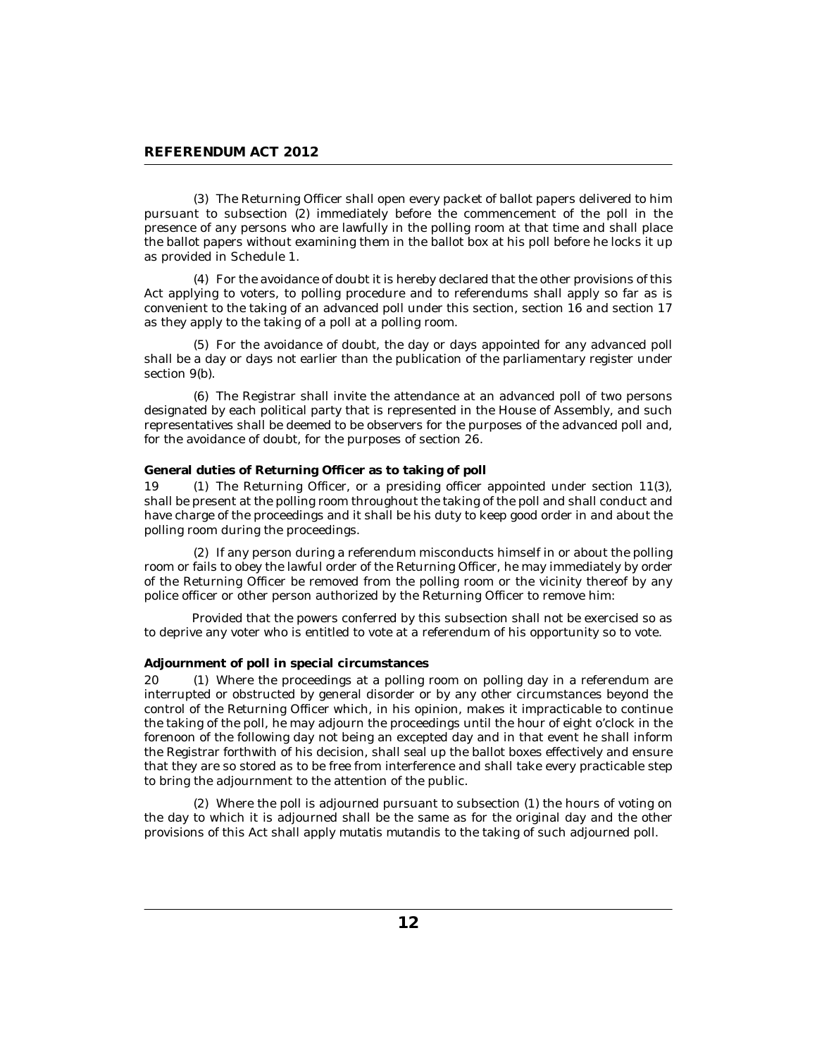(3) The Returning Officer shall open every packet of ballot papers delivered to him pursuant to subsection (2) immediately before the commencement of the poll in the presence of any persons who are lawfully in the polling room at that time and shall place the ballot papers without examining them in the ballot box at his poll before he locks it up as provided in Schedule 1.

(4) For the avoidance of doubt it is hereby declared that the other provisions of this Act applying to voters, to polling procedure and to referendums shall apply so far as is convenient to the taking of an advanced poll under this section, section 16 and section 17 as they apply to the taking of a poll at a polling room.

(5) For the avoidance of doubt, the day or days appointed for any advanced poll shall be a day or days not earlier than the publication of the parliamentary register under section 9(b).

(6) The Registrar shall invite the attendance at an advanced poll of two persons designated by each political party that is represented in the House of Assembly, and such representatives shall be deemed to be observers for the purposes of the advanced poll and, for the avoidance of doubt, for the purposes of section 26.

**General duties of Returning Officer as to taking of poll**

19 (1) The Returning Officer, or a presiding officer appointed under section 11(3), shall be present at the polling room throughout the taking of the poll and shall conduct and have charge of the proceedings and it shall be his duty to keep good order in and about the polling room during the proceedings.

(2) If any person during a referendum misconducts himself in or about the polling room or fails to obey the lawful order of the Returning Officer, he may immediately by order of the Returning Officer be removed from the polling room or the vicinity thereof by any police officer or other person authorized by the Returning Officer to remove him:

Provided that the powers conferred by this subsection shall not be exercised so as to deprive any voter who is entitled to vote at a referendum of his opportunity so to vote.

**Adjournment of poll in special circumstances**

20 (1) Where the proceedings at a polling room on polling day in a referendum are interrupted or obstructed by general disorder or by any other circumstances beyond the control of the Returning Officer which, in his opinion, makes it impracticable to continue the taking of the poll, he may adjourn the proceedings until the hour of eight o'clock in the forenoon of the following day not being an excepted day and in that event he shall inform the Registrar forthwith of his decision, shall seal up the ballot boxes effectively and ensure that they are so stored as to be free from interference and shall take every practicable step to bring the adjournment to the attention of the public.

(2) Where the poll is adjourned pursuant to subsection (1) the hours of voting on the day to which it is adjourned shall be the same as for the original day and the other provisions of this Act shall apply mutatis mutandis to the taking of such adjourned poll.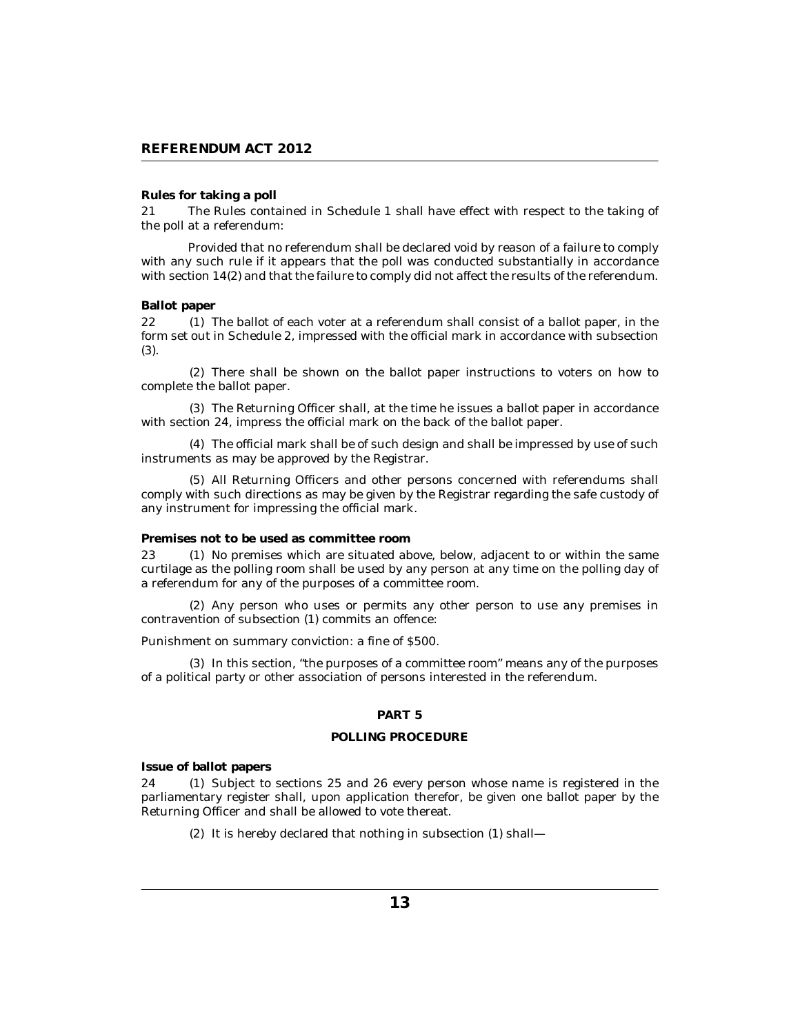**Rules for taking a poll**

21 The Rules contained in Schedule 1 shall have effect with respect to the taking of the poll at a referendum:

Provided that no referendum shall be declared void by reason of a failure to comply with any such rule if it appears that the poll was conducted substantially in accordance with section 14(2) and that the failure to comply did not affect the results of the referendum.

**Ballot paper**

22 (1) The ballot of each voter at a referendum shall consist of a ballot paper, in the form set out in Schedule 2, impressed with the official mark in accordance with subsection (3).

(2) There shall be shown on the ballot paper instructions to voters on how to complete the ballot paper.

(3) The Returning Officer shall, at the time he issues a ballot paper in accordance with section 24, impress the official mark on the back of the ballot paper.

(4) The official mark shall be of such design and shall be impressed by use of such instruments as may be approved by the Registrar.

(5) All Returning Officers and other persons concerned with referendums shall comply with such directions as may be given by the Registrar regarding the safe custody of any instrument for impressing the official mark.

**Premises not to be used as committee room**

23 (1) No premises which are situated above, below, adjacent to or within the same curtilage as the polling room shall be used by any person at any time on the polling day of a referendum for any of the purposes of a committee room.

(2) Any person who uses or permits any other person to use any premises in contravention of subsection (1) commits an offence:

Punishment on summary conviction: a fine of $500.

(3) In this section, "the purposes of a committee room" means any of the purposes of a political party or other association of persons interested in the referendum.

## PART 5

## POLLING PROCEDURE

**Issue of ballot papers**

24 (1) Subject to sections 25 and 26 every person whose name is registered in the parliamentary register shall, upon application therefor, be given one ballot paper by the Returning Officer and shall be allowed to vote thereat.

(2) It is hereby declared that nothing in subsection (1) shall—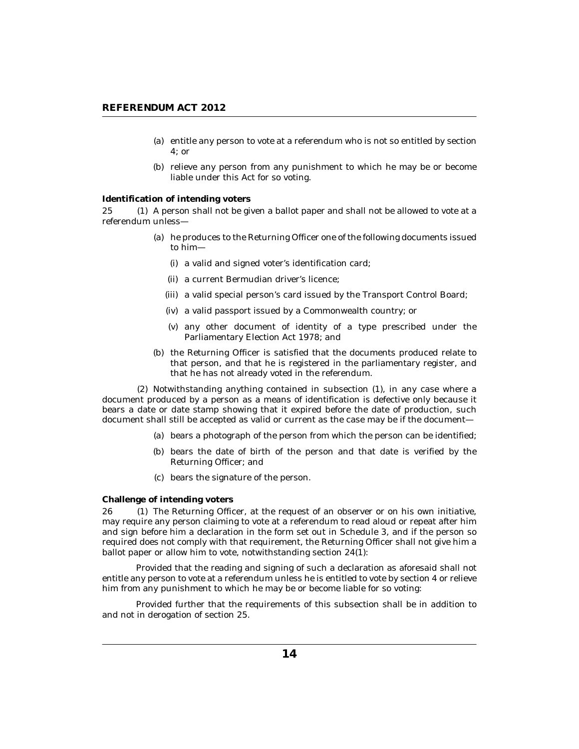(a) entitle any person to vote at a referendum who is not so entitled by section 4; or

(b) relieve any person from any punishment to which he may be or become liable under this Act for so voting.

**Identification of intending voters**

25 (1) A person shall not be given a ballot paper and shall not be allowed to vote at a referendum unless—

(a) he produces to the Returning Officer one of the following documents issued to him—

(i) a valid and signed voter's identification card;

(ii) a current Bermudian driver's licence;

(iii) a valid special person's card issued by the Transport Control Board;

(iv) a valid passport issued by a Commonwealth country; or

(v) any other document of identity of a type prescribed under the Parliamentary Election Act 1978; and

(b) the Returning Officer is satisfied that the documents produced relate to that person, and that he is registered in the parliamentary register, and that he has not already voted in the referendum.

(2) Notwithstanding anything contained in subsection (1), in any case where a document produced by a person as a means of identification is defective only because it bears a date or date stamp showing that it expired before the date of production, such document shall still be accepted as valid or current as the case may be if the document—

(a) bears a photograph of the person from which the person can be identified;

(b) bears the date of birth of the person and that date is verified by the Returning Officer; and

(c) bears the signature of the person.

**Challenge of intending voters**

26 (1) The Returning Officer, at the request of an observer or on his own initiative, may require any person claiming to vote at a referendum to read aloud or repeat after him and sign before him a declaration in the form set out in Schedule 3, and if the person so required does not comply with that requirement, the Returning Officer shall not give him a ballot paper or allow him to vote, notwithstanding section 24(1):

Provided that the reading and signing of such a declaration as aforesaid shall not entitle any person to vote at a referendum unless he is entitled to vote by section 4 or relieve him from any punishment to which he may be or become liable for so voting:

Provided further that the requirements of this subsection shall be in addition to and not in derogation of section 25.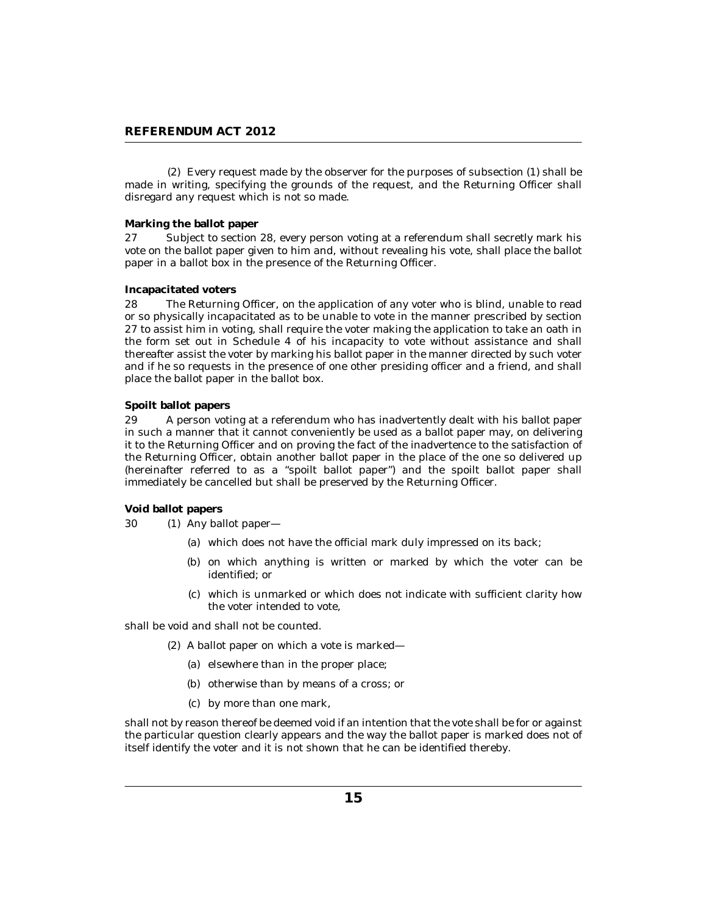(2) Every request made by the observer for the purposes of subsection (1) shall be made in writing, specifying the grounds of the request, and the Returning Officer shall disregard any request which is not so made.

**Marking the ballot paper**

27 Subject to section 28, every person voting at a referendum shall secretly mark his vote on the ballot paper given to him and, without revealing his vote, shall place the ballot paper in a ballot box in the presence of the Returning Officer.

**Incapacitated voters**

28 The Returning Officer, on the application of any voter who is blind, unable to read or so physically incapacitated as to be unable to vote in the manner prescribed by section 27 to assist him in voting, shall require the voter making the application to take an oath in the form set out in Schedule 4 of his incapacity to vote without assistance and shall thereafter assist the voter by marking his ballot paper in the manner directed by such voter and if he so requests in the presence of one other presiding officer and a friend, and shall place the ballot paper in the ballot box.

**Spoilt ballot papers**

29 A person voting at a referendum who has inadvertently dealt with his ballot paper in such a manner that it cannot conveniently be used as a ballot paper may, on delivering it to the Returning Officer and on proving the fact of the inadvertence to the satisfaction of the Returning Officer, obtain another ballot paper in the place of the one so delivered up (hereinafter referred to as a "spoilt ballot paper") and the spoilt ballot paper shall immediately be cancelled but shall be preserved by the Returning Officer.

**Void ballot papers**

30 (1) Any ballot paper—

(a) which does not have the official mark duly impressed on its back;

(b) on which anything is written or marked by which the voter can be identified; or

(c) which is unmarked or which does not indicate with sufficient clarity how the voter intended to vote,

shall be void and shall not be counted.

(2) A ballot paper on which a vote is marked—

(a) elsewhere than in the proper place;

(b) otherwise than by means of a cross; or

(c) by more than one mark,

shall not by reason thereof be deemed void if an intention that the vote shall be for or against the particular question clearly appears and the way the ballot paper is marked does not of itself identify the voter and it is not shown that he can be identified thereby.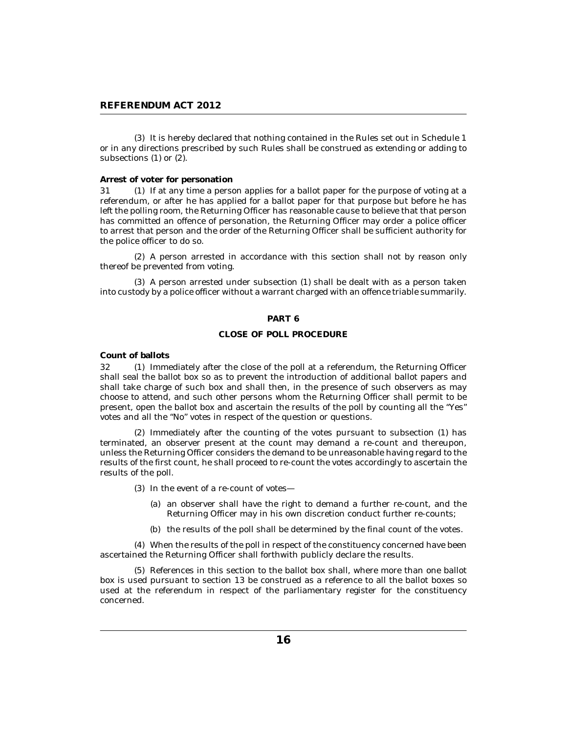(3) It is hereby declared that nothing contained in the Rules set out in Schedule 1 or in any directions prescribed by such Rules shall be construed as extending or adding to subsections (1) or (2).

**Arrest of voter for personation**

31 (1) If at any time a person applies for a ballot paper for the purpose of voting at a referendum, or after he has applied for a ballot paper for that purpose but before he has left the polling room, the Returning Officer has reasonable cause to believe that that person has committed an offence of personation, the Returning Officer may order a police officer to arrest that person and the order of the Returning Officer shall be sufficient authority for the police officer to do so.

(2) A person arrested in accordance with this section shall not by reason only thereof be prevented from voting.

(3) A person arrested under subsection (1) shall be dealt with as a person taken into custody by a police officer without a warrant charged with an offence triable summarily.

## PART 6

## CLOSE OF POLL PROCEDURE

**Count of ballots**

32 (1) Immediately after the close of the poll at a referendum, the Returning Officer shall seal the ballot box so as to prevent the introduction of additional ballot papers and shall take charge of such box and shall then, in the presence of such observers as may choose to attend, and such other persons whom the Returning Officer shall permit to be present, open the ballot box and ascertain the results of the poll by counting all the "Yes" votes and all the "No" votes in respect of the question or questions.

(2) Immediately after the counting of the votes pursuant to subsection (1) has terminated, an observer present at the count may demand a re-count and thereupon, unless the Returning Officer considers the demand to be unreasonable having regard to the results of the first count, he shall proceed to re-count the votes accordingly to ascertain the results of the poll.

(3) In the event of a re-count of votes—

(a) an observer shall have the right to demand a further re-count, and the Returning Officer may in his own discretion conduct further re-counts;

(b) the results of the poll shall be determined by the final count of the votes.

(4) When the results of the poll in respect of the constituency concerned have been ascertained the Returning Officer shall forthwith publicly declare the results.

(5) References in this section to the ballot box shall, where more than one ballot box is used pursuant to section 13 be construed as a reference to all the ballot boxes so used at the referendum in respect of the parliamentary register for the constituency concerned.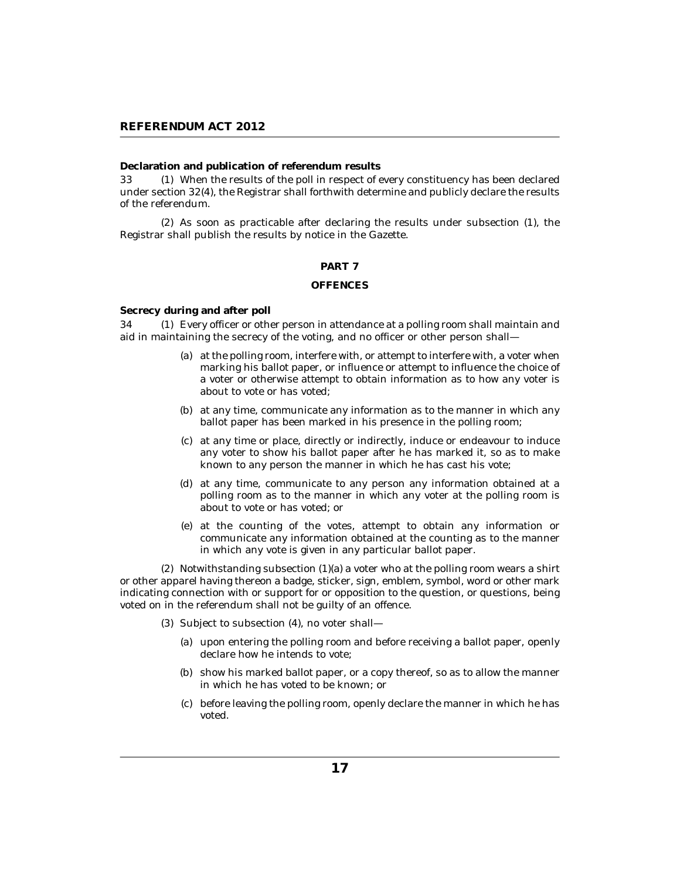**Declaration and publication of referendum results**

33 (1) When the results of the poll in respect of every constituency has been declared under section 32(4), the Registrar shall forthwith determine and publicly declare the results of the referendum.

(2) As soon as practicable after declaring the results under subsection (1), the Registrar shall publish the results by notice in the Gazette.

## PART 7

## OFFENCES

**Secrecy during and after poll**

34 (1) Every officer or other person in attendance at a polling room shall maintain and aid in maintaining the secrecy of the voting, and no officer or other person shall—

(a) at the polling room, interfere with, or attempt to interfere with, a voter when marking his ballot paper, or influence or attempt to influence the choice of a voter or otherwise attempt to obtain information as to how any voter is about to vote or has voted;

(b) at any time, communicate any information as to the manner in which any ballot paper has been marked in his presence in the polling room;

(c) at any time or place, directly or indirectly, induce or endeavour to induce any voter to show his ballot paper after he has marked it, so as to make known to any person the manner in which he has cast his vote;

(d) at any time, communicate to any person any information obtained at a polling room as to the manner in which any voter at the polling room is about to vote or has voted; or

(e) at the counting of the votes, attempt to obtain any information or communicate any information obtained at the counting as to the manner in which any vote is given in any particular ballot paper.

(2) Notwithstanding subsection (1)(a) a voter who at the polling room wears a shirt or other apparel having thereon a badge, sticker, sign, emblem, symbol, word or other mark indicating connection with or support for or opposition to the question, or questions, being voted on in the referendum shall not be guilty of an offence.

(3) Subject to subsection (4), no voter shall—

(a) upon entering the polling room and before receiving a ballot paper, openly declare how he intends to vote;

(b) show his marked ballot paper, or a copy thereof, so as to allow the manner in which he has voted to be known; or

(c) before leaving the polling room, openly declare the manner in which he has voted.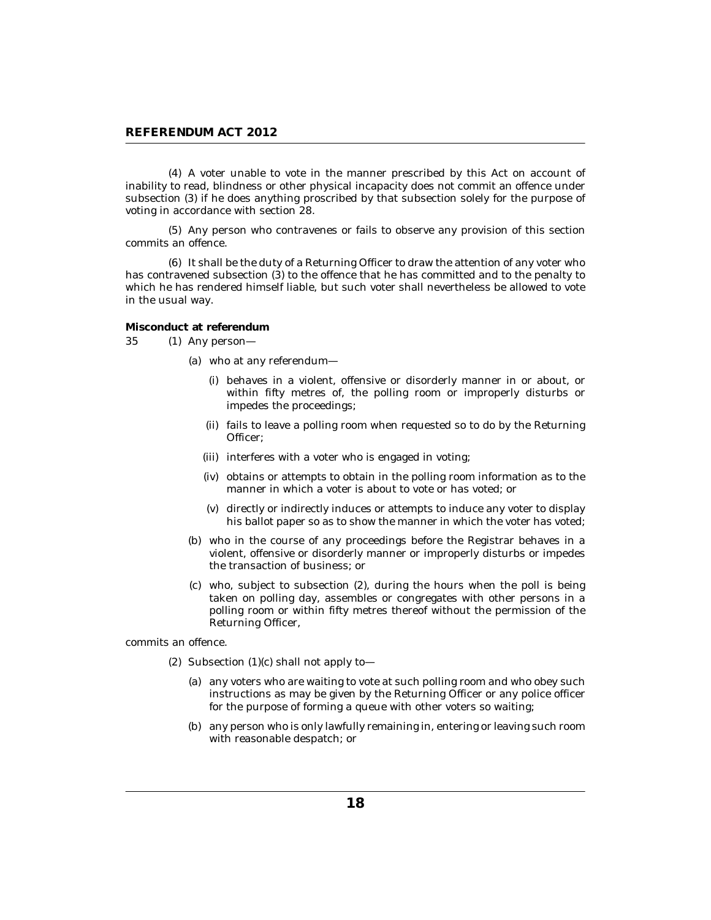(4) A voter unable to vote in the manner prescribed by this Act on account of inability to read, blindness or other physical incapacity does not commit an offence under subsection (3) if he does anything proscribed by that subsection solely for the purpose of voting in accordance with section 28.

(5) Any person who contravenes or fails to observe any provision of this section commits an offence.

(6) It shall be the duty of a Returning Officer to draw the attention of any voter who has contravened subsection (3) to the offence that he has committed and to the penalty to which he has rendered himself liable, but such voter shall nevertheless be allowed to vote in the usual way.

**Misconduct at referendum**

35 (1) Any person—

(a) who at any referendum—

(i) behaves in a violent, offensive or disorderly manner in or about, or within fifty metres of, the polling room or improperly disturbs or impedes the proceedings;

(ii) fails to leave a polling room when requested so to do by the Returning Officer;

(iii) interferes with a voter who is engaged in voting;

(iv) obtains or attempts to obtain in the polling room information as to the manner in which a voter is about to vote or has voted; or

(v) directly or indirectly induces or attempts to induce any voter to display his ballot paper so as to show the manner in which the voter has voted;

(b) who in the course of any proceedings before the Registrar behaves in a violent, offensive or disorderly manner or improperly disturbs or impedes the transaction of business; or

(c) who, subject to subsection (2), during the hours when the poll is being taken on polling day, assembles or congregates with other persons in a polling room or within fifty metres thereof without the permission of the Returning Officer,

commits an offence.

(2) Subsection (1)(c) shall not apply to—

(a) any voters who are waiting to vote at such polling room and who obey such instructions as may be given by the Returning Officer or any police officer for the purpose of forming a queue with other voters so waiting;

(b) any person who is only lawfully remaining in, entering or leaving such room with reasonable despatch; or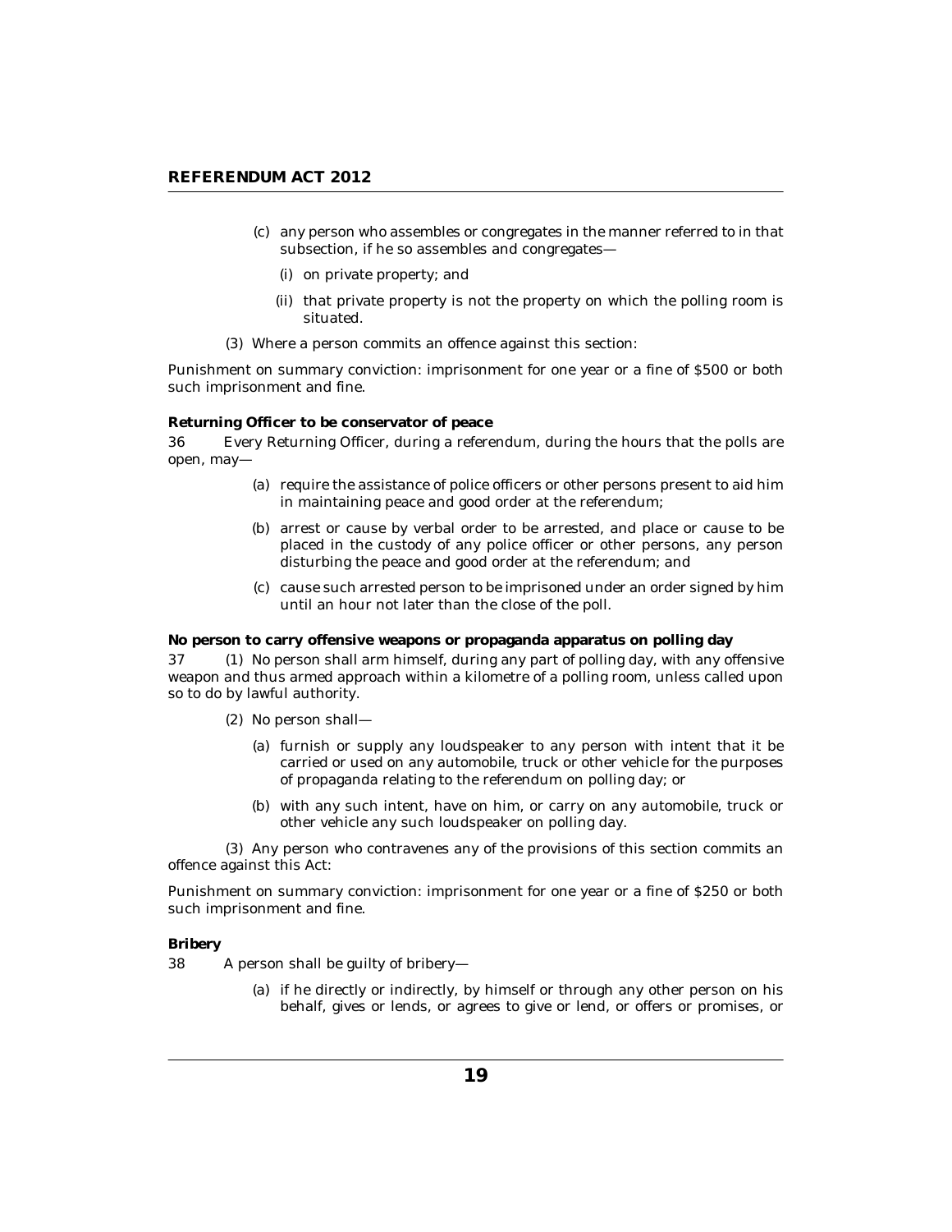(c) any person who assembles or congregates in the manner referred to in that subsection, if he so assembles and congregates—

(i) on private property; and

(ii) that private property is not the property on which the polling room is situated.

(3) Where a person commits an offence against this section:

Punishment on summary conviction: imprisonment for one year or a fine of $500 or both such imprisonment and fine.

**Returning Officer to be conservator of peace**

36 Every Returning Officer, during a referendum, during the hours that the polls are open, may—

(a) require the assistance of police officers or other persons present to aid him in maintaining peace and good order at the referendum;

(b) arrest or cause by verbal order to be arrested, and place or cause to be placed in the custody of any police officer or other persons, any person disturbing the peace and good order at the referendum; and

(c) cause such arrested person to be imprisoned under an order signed by him until an hour not later than the close of the poll.

**No person to carry offensive weapons or propaganda apparatus on polling day**

37 (1) No person shall arm himself, during any part of polling day, with any offensive weapon and thus armed approach within a kilometre of a polling room, unless called upon so to do by lawful authority.

(2) No person shall—

(a) furnish or supply any loudspeaker to any person with intent that it be carried or used on any automobile, truck or other vehicle for the purposes of propaganda relating to the referendum on polling day; or

(b) with any such intent, have on him, or carry on any automobile, truck or other vehicle any such loudspeaker on polling day.

(3) Any person who contravenes any of the provisions of this section commits an offence against this Act:

Punishment on summary conviction: imprisonment for one year or a fine of $250 or both such imprisonment and fine.

**Bribery**

38 A person shall be guilty of bribery—

(a) if he directly or indirectly, by himself or through any other person on his behalf, gives or lends, or agrees to give or lend, or offers or promises, or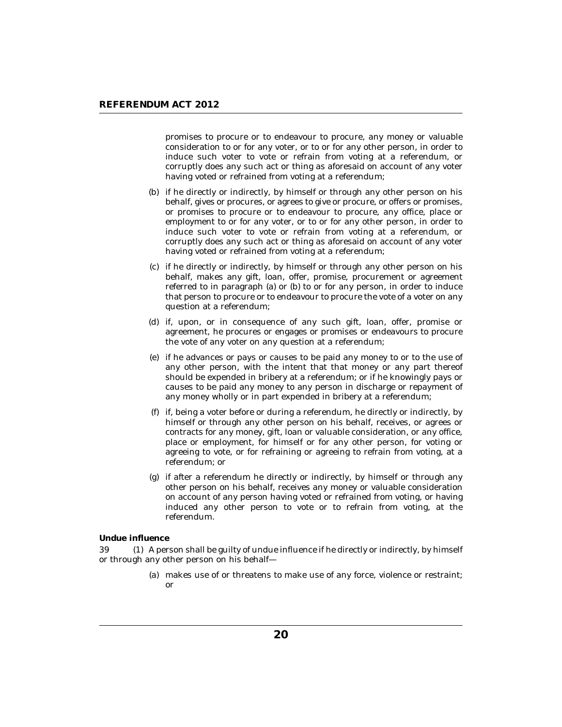promises to procure or to endeavour to procure, any money or valuable consideration to or for any voter, or to or for any other person, in order to induce such voter to vote or refrain from voting at a referendum, or corruptly does any such act or thing as aforesaid on account of any voter having voted or refrained from voting at a referendum;

(b) if he directly or indirectly, by himself or through any other person on his behalf, gives or procures, or agrees to give or procure, or offers or promises, or promises to procure or to endeavour to procure, any office, place or employment to or for any voter, or to or for any other person, in order to induce such voter to vote or refrain from voting at a referendum, or corruptly does any such act or thing as aforesaid on account of any voter having voted or refrained from voting at a referendum;

(c) if he directly or indirectly, by himself or through any other person on his behalf, makes any gift, loan, offer, promise, procurement or agreement referred to in paragraph (a) or (b) to or for any person, in order to induce that person to procure or to endeavour to procure the vote of a voter on any question at a referendum;

(d) if, upon, or in consequence of any such gift, loan, offer, promise or agreement, he procures or engages or promises or endeavours to procure the vote of any voter on any question at a referendum;

(e) if he advances or pays or causes to be paid any money to or to the use of any other person, with the intent that that money or any part thereof should be expended in bribery at a referendum; or if he knowingly pays or causes to be paid any money to any person in discharge or repayment of any money wholly or in part expended in bribery at a referendum;

(f) if, being a voter before or during a referendum, he directly or indirectly, by himself or through any other person on his behalf, receives, or agrees or contracts for any money, gift, loan or valuable consideration, or any office, place or employment, for himself or for any other person, for voting or agreeing to vote, or for refraining or agreeing to refrain from voting, at a referendum; or

(g) if after a referendum he directly or indirectly, by himself or through any other person on his behalf, receives any money or valuable consideration on account of any person having voted or refrained from voting, or having induced any other person to vote or to refrain from voting, at the referendum.

**Undue influence**

39 (1) A person shall be guilty of undue influence if he directly or indirectly, by himself or through any other person on his behalf—

(a) makes use of or threatens to make use of any force, violence or restraint; or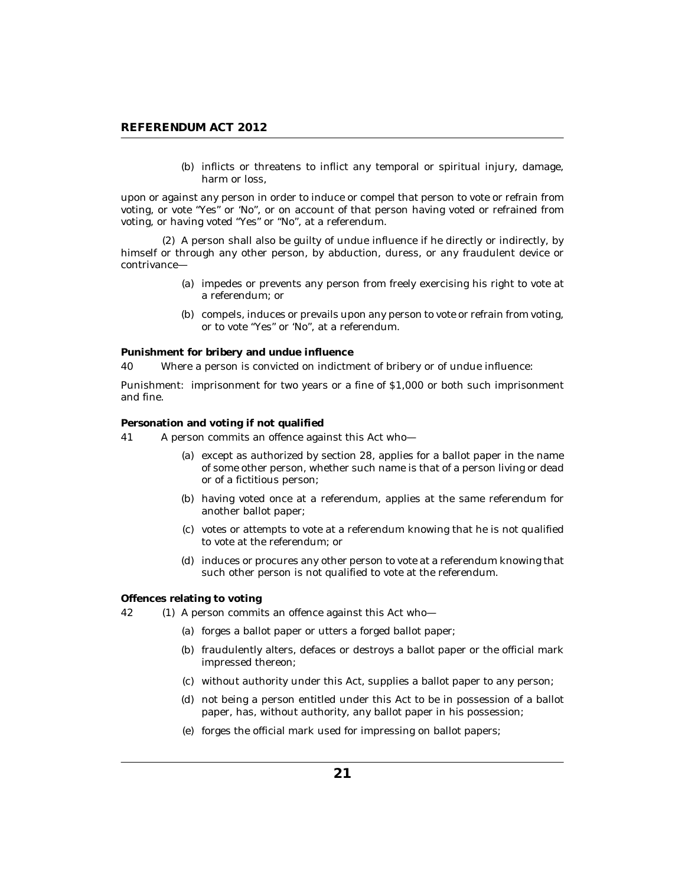(b) inflicts or threatens to inflict any temporal or spiritual injury, damage, harm or loss,

upon or against any person in order to induce or compel that person to vote or refrain from voting, or vote "Yes" or 'No", or on account of that person having voted or refrained from voting, or having voted "Yes" or "No", at a referendum.

(2) A person shall also be guilty of undue influence if he directly or indirectly, by himself or through any other person, by abduction, duress, or any fraudulent device or contrivance—

(a) impedes or prevents any person from freely exercising his right to vote at a referendum; or

(b) compels, induces or prevails upon any person to vote or refrain from voting, or to vote "Yes" or 'No", at a referendum.

**Punishment for bribery and undue influence**

40 Where a person is convicted on indictment of bribery or of undue influence:

Punishment: imprisonment for two years or a fine of $1,000 or both such imprisonment and fine.

**Personation and voting if not qualified**

41 A person commits an offence against this Act who—

(a) except as authorized by section 28, applies for a ballot paper in the name of some other person, whether such name is that of a person living or dead or of a fictitious person;

(b) having voted once at a referendum, applies at the same referendum for another ballot paper;

(c) votes or attempts to vote at a referendum knowing that he is not qualified to vote at the referendum; or

(d) induces or procures any other person to vote at a referendum knowing that such other person is not qualified to vote at the referendum.

**Offences relating to voting**

42 (1) A person commits an offence against this Act who—

(a) forges a ballot paper or utters a forged ballot paper;

(b) fraudulently alters, defaces or destroys a ballot paper or the official mark impressed thereon;

(c) without authority under this Act, supplies a ballot paper to any person;

(d) not being a person entitled under this Act to be in possession of a ballot paper, has, without authority, any ballot paper in his possession;

(e) forges the official mark used for impressing on ballot papers;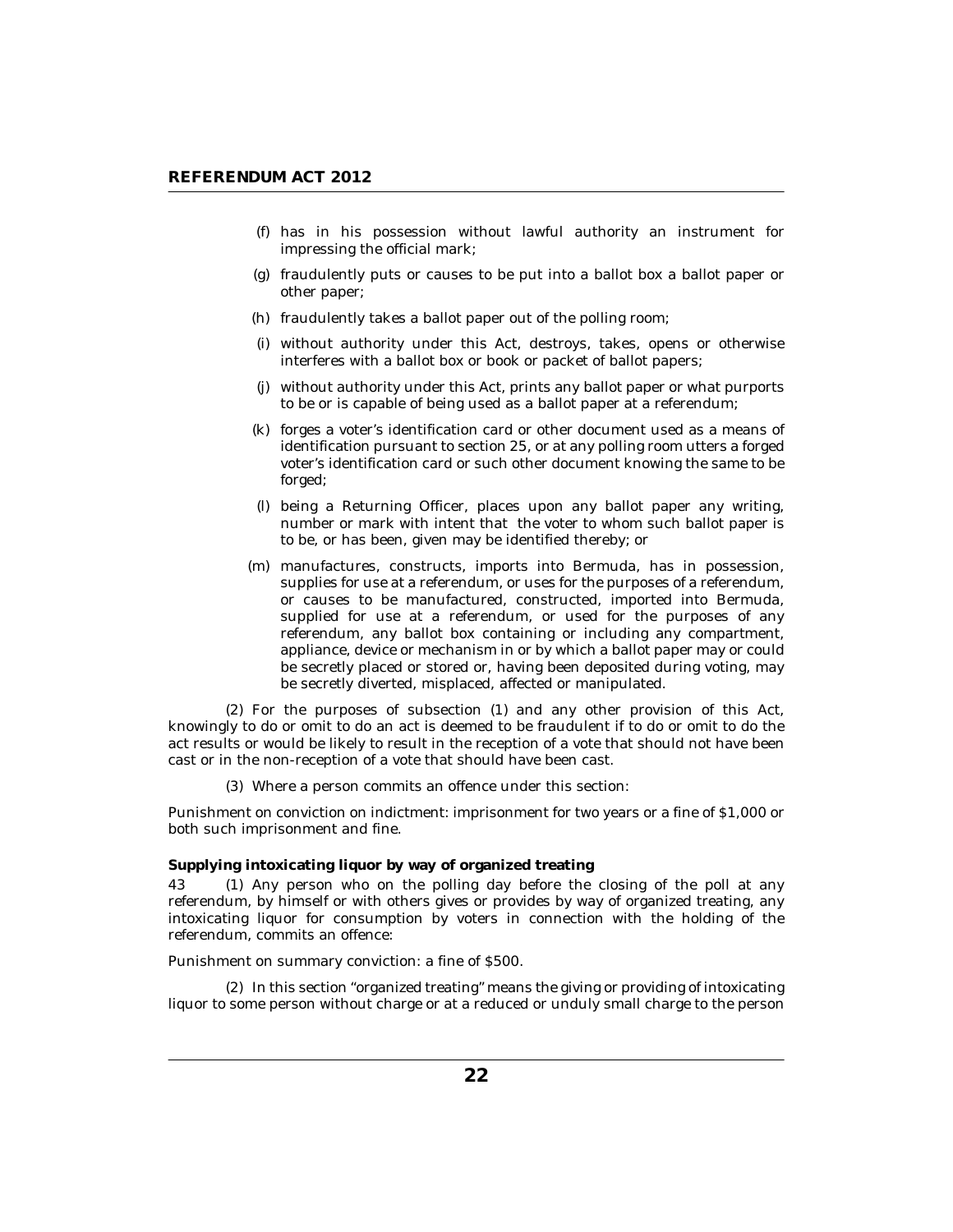(f) has in his possession without lawful authority an instrument for impressing the official mark;

(g) fraudulently puts or causes to be put into a ballot box a ballot paper or other paper;

(h) fraudulently takes a ballot paper out of the polling room;

(i) without authority under this Act, destroys, takes, opens or otherwise interferes with a ballot box or book or packet of ballot papers;

(j) without authority under this Act, prints any ballot paper or what purports to be or is capable of being used as a ballot paper at a referendum;

(k) forges a voter's identification card or other document used as a means of identification pursuant to section 25, or at any polling room utters a forged voter's identification card or such other document knowing the same to be forged;

(l) being a Returning Officer, places upon any ballot paper any writing, number or mark with intent that the voter to whom such ballot paper is to be, or has been, given may be identified thereby; or

(m) manufactures, constructs, imports into Bermuda, has in possession, supplies for use at a referendum, or uses for the purposes of a referendum, or causes to be manufactured, constructed, imported into Bermuda, supplied for use at a referendum, or used for the purposes of any referendum, any ballot box containing or including any compartment, appliance, device or mechanism in or by which a ballot paper may or could be secretly placed or stored or, having been deposited during voting, may be secretly diverted, misplaced, affected or manipulated.

(2) For the purposes of subsection (1) and any other provision of this Act, knowingly to do or omit to do an act is deemed to be fraudulent if to do or omit to do the act results or would be likely to result in the reception of a vote that should not have been cast or in the non-reception of a vote that should have been cast.

(3) Where a person commits an offence under this section:

Punishment on conviction on indictment: imprisonment for two years or a fine of $1,000 or both such imprisonment and fine.

**Supplying intoxicating liquor by way of organized treating**

43 (1) Any person who on the polling day before the closing of the poll at any referendum, by himself or with others gives or provides by way of organized treating, any intoxicating liquor for consumption by voters in connection with the holding of the referendum, commits an offence:

Punishment on summary conviction: a fine of $500.

(2) In this section "organized treating" means the giving or providing of intoxicating liquor to some person without charge or at a reduced or unduly small charge to the person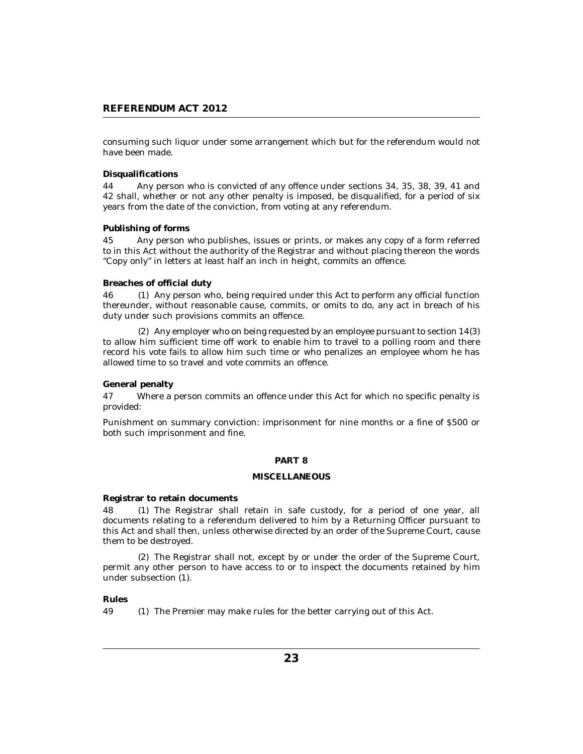consuming such liquor under some arrangement which but for the referendum would not have been made.

**Disqualifications**

44 Any person who is convicted of any offence under sections 34, 35, 38, 39, 41 and 42 shall, whether or not any other penalty is imposed, be disqualified, for a period of six years from the date of the conviction, from voting at any referendum.

**Publishing of forms**

45 Any person who publishes, issues or prints, or makes any copy of a form referred to in this Act without the authority of the Registrar and without placing thereon the words "Copy only" in letters at least half an inch in height, commits an offence.

**Breaches of official duty**

46 (1) Any person who, being required under this Act to perform any official function thereunder, without reasonable cause, commits, or omits to do, any act in breach of his duty under such provisions commits an offence.

(2) Any employer who on being requested by an employee pursuant to section 14(3) to allow him sufficient time off work to enable him to travel to a polling room and there record his vote fails to allow him such time or who penalizes an employee whom he has allowed time to so travel and vote commits an offence.

**General penalty**

47 Where a person commits an offence under this Act for which no specific penalty is provided:

Punishment on summary conviction: imprisonment for nine months or a fine of $500 or both such imprisonment and fine.

## PART 8

## MISCELLANEOUS

**Registrar to retain documents**

48 (1) The Registrar shall retain in safe custody, for a period of one year, all documents relating to a referendum delivered to him by a Returning Officer pursuant to this Act and shall then, unless otherwise directed by an order of the Supreme Court, cause them to be destroyed.

(2) The Registrar shall not, except by or under the order of the Supreme Court, permit any other person to have access to or to inspect the documents retained by him under subsection (1).

**Rules**

49 (1) The Premier may make rules for the better carrying out of this Act.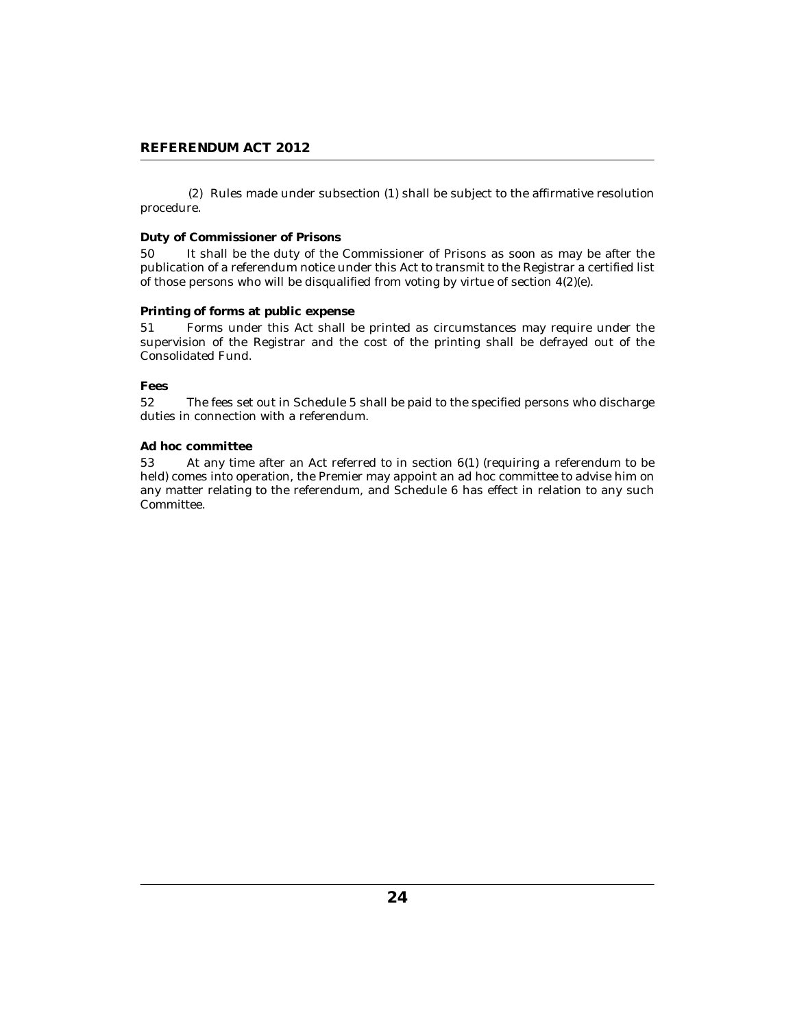(2) Rules made under subsection (1) shall be subject to the affirmative resolution procedure.

**Duty of Commissioner of Prisons**

50 It shall be the duty of the Commissioner of Prisons as soon as may be after the publication of a referendum notice under this Act to transmit to the Registrar a certified list of those persons who will be disqualified from voting by virtue of section 4(2)(e).

**Printing of forms at public expense**

51 Forms under this Act shall be printed as circumstances may require under the supervision of the Registrar and the cost of the printing shall be defrayed out of the Consolidated Fund.

**Fees**

52 The fees set out in Schedule 5 shall be paid to the specified persons who discharge duties in connection with a referendum.

**Ad hoc committee**

53 At any time after an Act referred to in section 6(1) (requiring a referendum to be held) comes into operation, the Premier may appoint an ad hoc committee to advise him on any matter relating to the referendum, and Schedule 6 has effect in relation to any such Committee.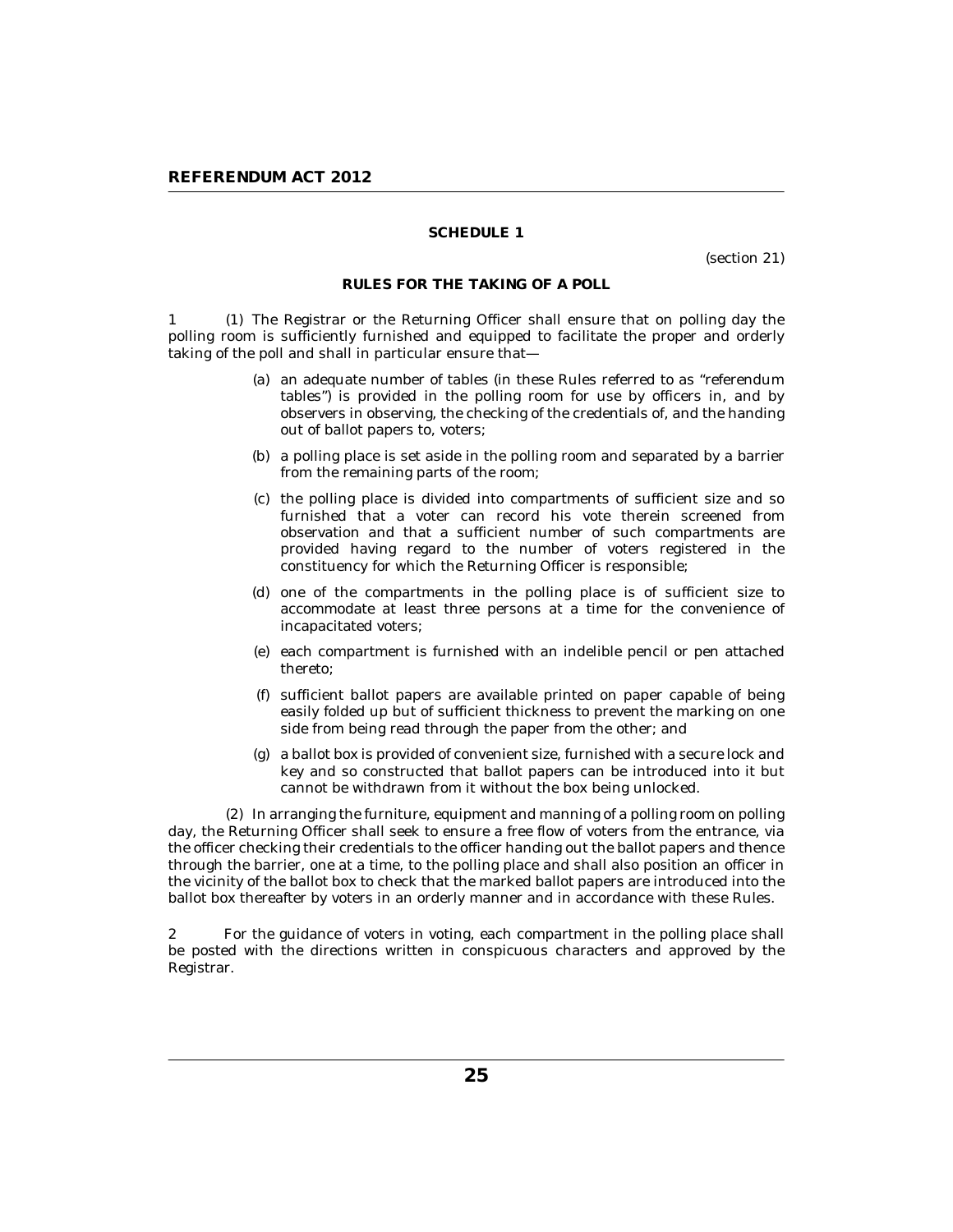## SCHEDULE 1

(section 21)

### RULES FOR THE TAKING OF A POLL

1 (1) The Registrar or the Returning Officer shall ensure that on polling day the polling room is sufficiently furnished and equipped to facilitate the proper and orderly taking of the poll and shall in particular ensure that—

(a) an adequate number of tables (in these Rules referred to as "referendum tables") is provided in the polling room for use by officers in, and by observers in observing, the checking of the credentials of, and the handing out of ballot papers to, voters;

(b) a polling place is set aside in the polling room and separated by a barrier from the remaining parts of the room;

(c) the polling place is divided into compartments of sufficient size and so furnished that a voter can record his vote therein screened from observation and that a sufficient number of such compartments are provided having regard to the number of voters registered in the constituency for which the Returning Officer is responsible;

(d) one of the compartments in the polling place is of sufficient size to accommodate at least three persons at a time for the convenience of incapacitated voters;

(e) each compartment is furnished with an indelible pencil or pen attached thereto;

(f) sufficient ballot papers are available printed on paper capable of being easily folded up but of sufficient thickness to prevent the marking on one side from being read through the paper from the other; and

(g) a ballot box is provided of convenient size, furnished with a secure lock and key and so constructed that ballot papers can be introduced into it but cannot be withdrawn from it without the box being unlocked.

(2) In arranging the furniture, equipment and manning of a polling room on polling day, the Returning Officer shall seek to ensure a free flow of voters from the entrance, via the officer checking their credentials to the officer handing out the ballot papers and thence through the barrier, one at a time, to the polling place and shall also position an officer in the vicinity of the ballot box to check that the marked ballot papers are introduced into the ballot box thereafter by voters in an orderly manner and in accordance with these Rules.

2 For the guidance of voters in voting, each compartment in the polling place shall be posted with the directions written in conspicuous characters and approved by the Registrar.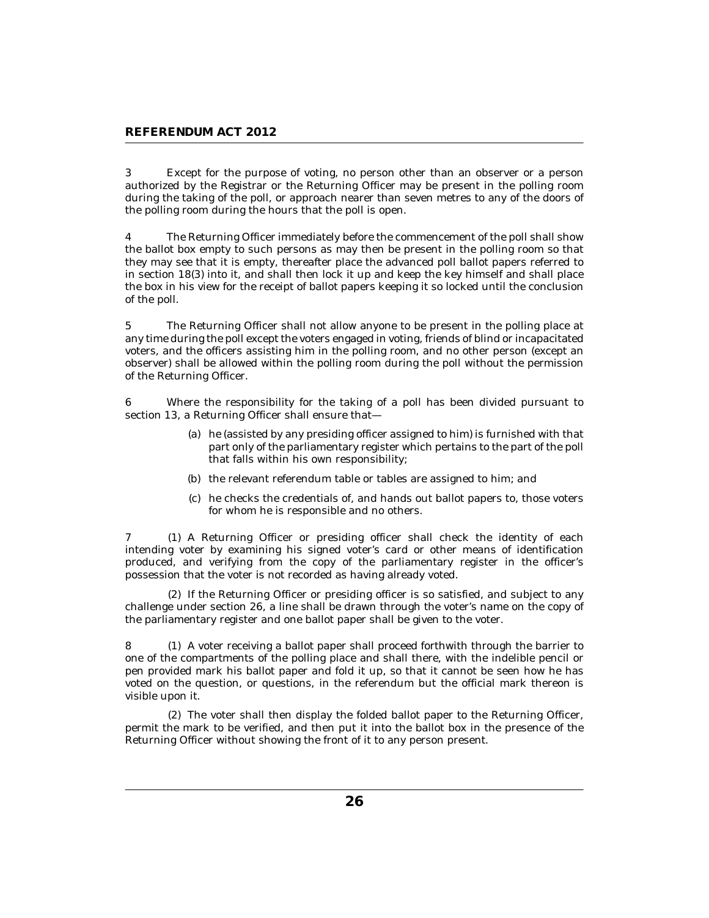3 Except for the purpose of voting, no person other than an observer or a person authorized by the Registrar or the Returning Officer may be present in the polling room during the taking of the poll, or approach nearer than seven metres to any of the doors of the polling room during the hours that the poll is open.

4 The Returning Officer immediately before the commencement of the poll shall show the ballot box empty to such persons as may then be present in the polling room so that they may see that it is empty, thereafter place the advanced poll ballot papers referred to in section 18(3) into it, and shall then lock it up and keep the key himself and shall place the box in his view for the receipt of ballot papers keeping it so locked until the conclusion of the poll.

5 The Returning Officer shall not allow anyone to be present in the polling place at any time during the poll except the voters engaged in voting, friends of blind or incapacitated voters, and the officers assisting him in the polling room, and no other person (except an observer) shall be allowed within the polling room during the poll without the permission of the Returning Officer.

6 Where the responsibility for the taking of a poll has been divided pursuant to section 13, a Returning Officer shall ensure that—

(a) he (assisted by any presiding officer assigned to him) is furnished with that part only of the parliamentary register which pertains to the part of the poll that falls within his own responsibility;

(b) the relevant referendum table or tables are assigned to him; and

(c) he checks the credentials of, and hands out ballot papers to, those voters for whom he is responsible and no others.

7 (1) A Returning Officer or presiding officer shall check the identity of each intending voter by examining his signed voter's card or other means of identification produced, and verifying from the copy of the parliamentary register in the officer's possession that the voter is not recorded as having already voted.

(2) If the Returning Officer or presiding officer is so satisfied, and subject to any challenge under section 26, a line shall be drawn through the voter's name on the copy of the parliamentary register and one ballot paper shall be given to the voter.

8 (1) A voter receiving a ballot paper shall proceed forthwith through the barrier to one of the compartments of the polling place and shall there, with the indelible pencil or pen provided mark his ballot paper and fold it up, so that it cannot be seen how he has voted on the question, or questions, in the referendum but the official mark thereon is visible upon it.

(2) The voter shall then display the folded ballot paper to the Returning Officer, permit the mark to be verified, and then put it into the ballot box in the presence of the Returning Officer without showing the front of it to any person present.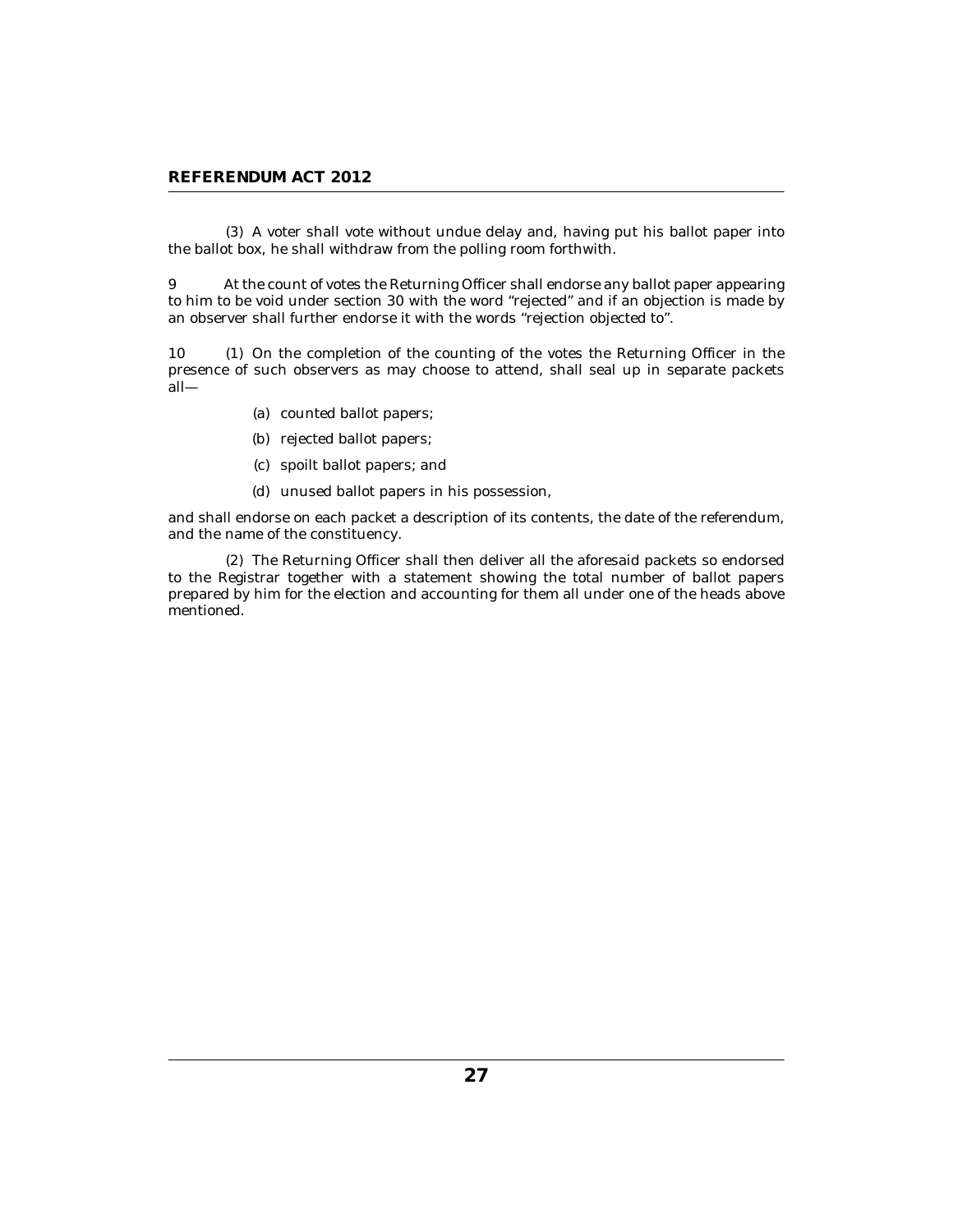(3) A voter shall vote without undue delay and, having put his ballot paper into the ballot box, he shall withdraw from the polling room forthwith.

9 At the count of votes the Returning Officer shall endorse any ballot paper appearing to him to be void under section 30 with the word "rejected" and if an objection is made by an observer shall further endorse it with the words "rejection objected to".

10 (1) On the completion of the counting of the votes the Returning Officer in the presence of such observers as may choose to attend, shall seal up in separate packets all—

(a) counted ballot papers;

(b) rejected ballot papers;

(c) spoilt ballot papers; and

(d) unused ballot papers in his possession,

and shall endorse on each packet a description of its contents, the date of the referendum, and the name of the constituency.

(2) The Returning Officer shall then deliver all the aforesaid packets so endorsed to the Registrar together with a statement showing the total number of ballot papers prepared by him for the election and accounting for them all under one of the heads above mentioned.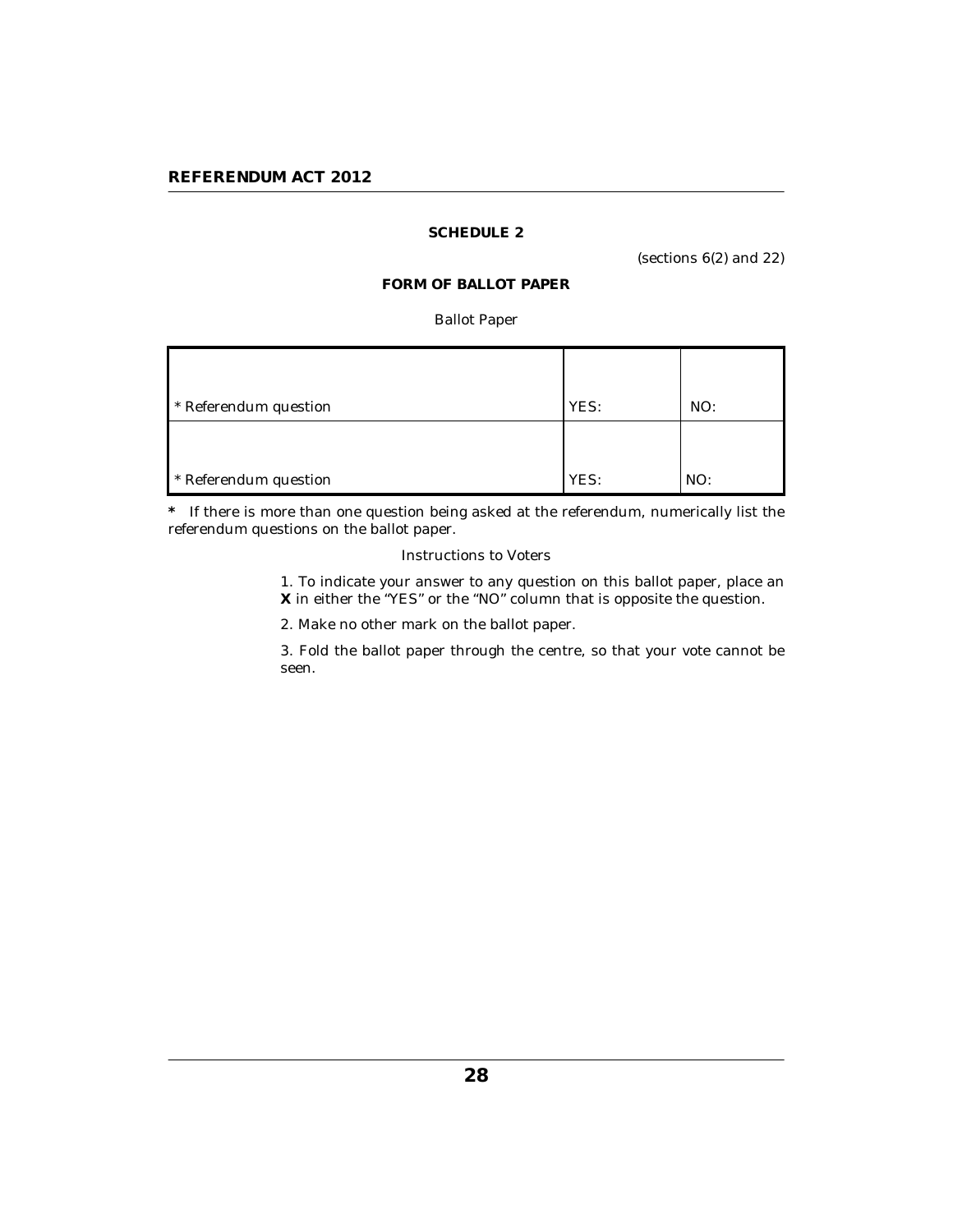## SCHEDULE 2

(sections 6(2) and 22)

### FORM OF BALLOT PAPER

Ballot Paper

| | | |
|---|---|---|
| * Referendum question | YES: | NO: |
| * Referendum question | YES: | NO: |

**\*** If there is more than one question being asked at the referendum, numerically list the referendum questions on the ballot paper.

Instructions to Voters

1. To indicate your answer to any question on this ballot paper, place an **X** in either the "YES" or the "NO" column that is opposite the question.

2. Make no other mark on the ballot paper.

3. Fold the ballot paper through the centre, so that your vote cannot be seen.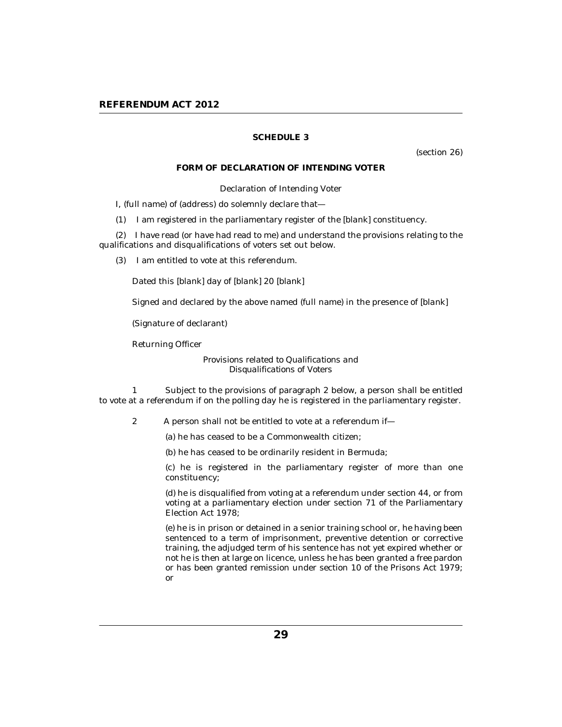## SCHEDULE 3

(section 26)

### FORM OF DECLARATION OF INTENDING VOTER

Declaration of Intending Voter

I, (full name) of (address) do solemnly declare that—

(1) I am registered in the parliamentary register of the [blank] constituency.

(2) I have read (or have had read to me) and understand the provisions relating to the qualifications and disqualifications of voters set out below.

(3) I am entitled to vote at this referendum.

Dated this [blank] day of [blank] 20 [blank]

Signed and declared by the above named (full name) in the presence of [blank]

(Signature of declarant)

Returning Officer

Provisions related to Qualifications and Disqualifications of Voters

1 Subject to the provisions of paragraph 2 below, a person shall be entitled to vote at a referendum if on the polling day he is registered in the parliamentary register.

2 A person shall not be entitled to vote at a referendum if—

(a) he has ceased to be a Commonwealth citizen;

(b) he has ceased to be ordinarily resident in Bermuda;

(c) he is registered in the parliamentary register of more than one constituency;

(d) he is disqualified from voting at a referendum under section 44, or from voting at a parliamentary election under section 71 of the Parliamentary Election Act 1978;

(e) he is in prison or detained in a senior training school or, he having been sentenced to a term of imprisonment, preventive detention or corrective training, the adjudged term of his sentence has not yet expired whether or not he is then at large on licence, unless he has been granted a free pardon or has been granted remission under section 10 of the Prisons Act 1979; or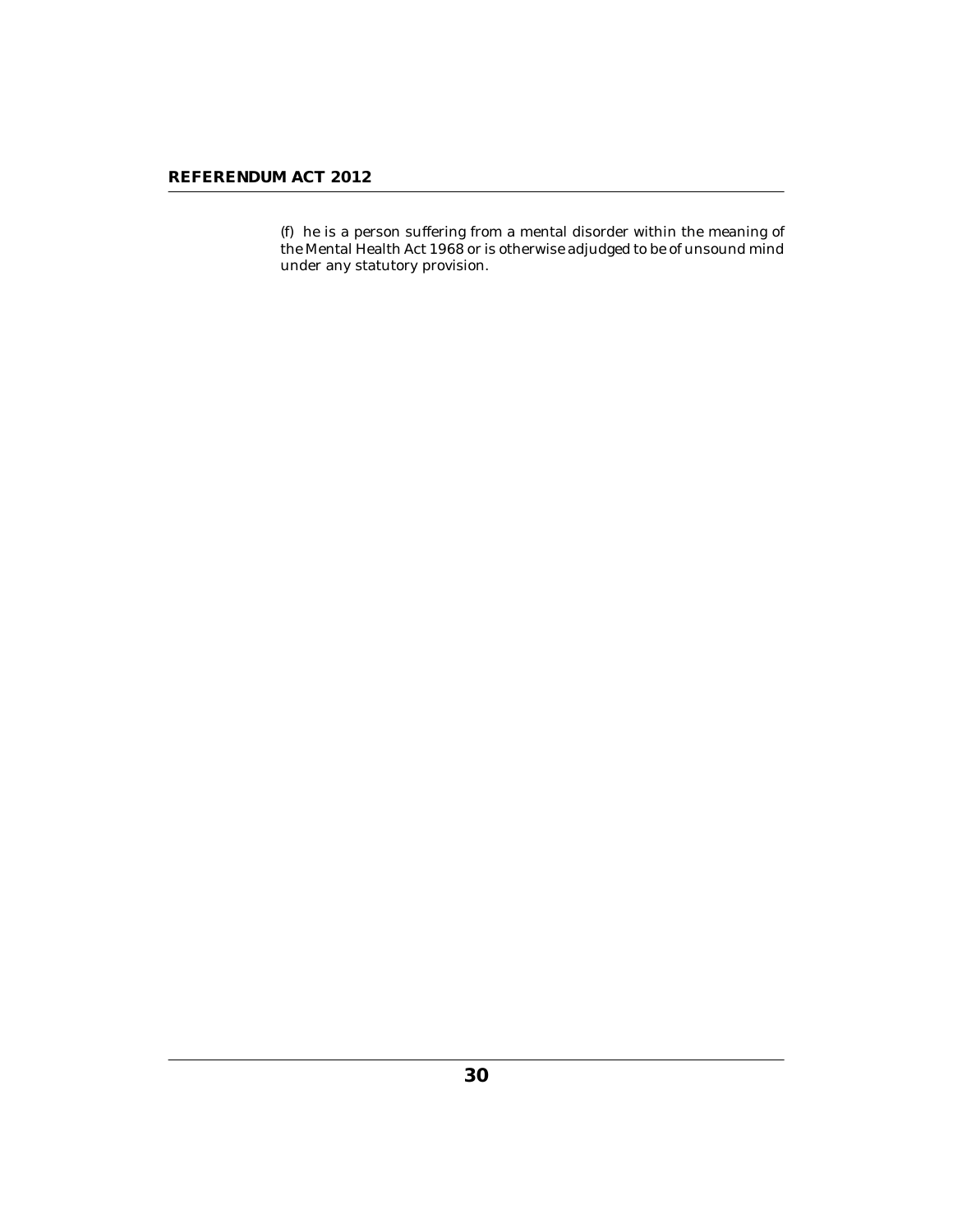(f) he is a person suffering from a mental disorder within the meaning of the Mental Health Act 1968 or is otherwise adjudged to be of unsound mind under any statutory provision.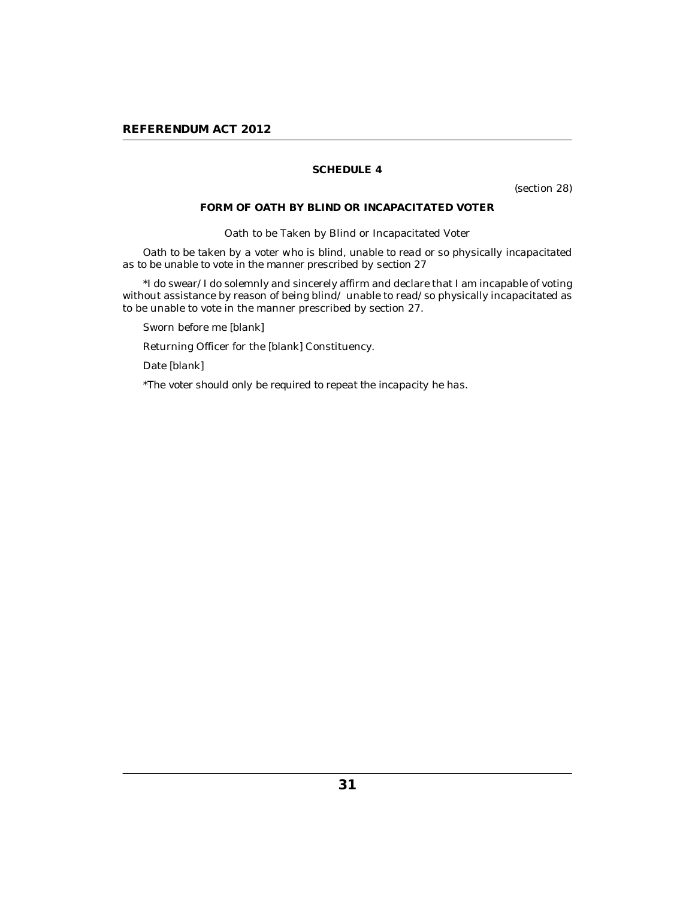## SCHEDULE 4

(section 28)

### FORM OF OATH BY BLIND OR INCAPACITATED VOTER

Oath to be Taken by Blind or Incapacitated Voter

Oath to be taken by a voter who is blind, unable to read or so physically incapacitated as to be unable to vote in the manner prescribed by section 27

*I do swear/ I do solemnly and sincerely affirm and declare that I am incapable of voting without assistance by reason of being blind/ unable to read/so physically incapacitated as to be unable to vote in the manner prescribed by section 27.

Sworn before me [blank]

Returning Officer for the [blank] Constituency.

Date [blank]

*The voter should only be required to repeat the incapacity he has.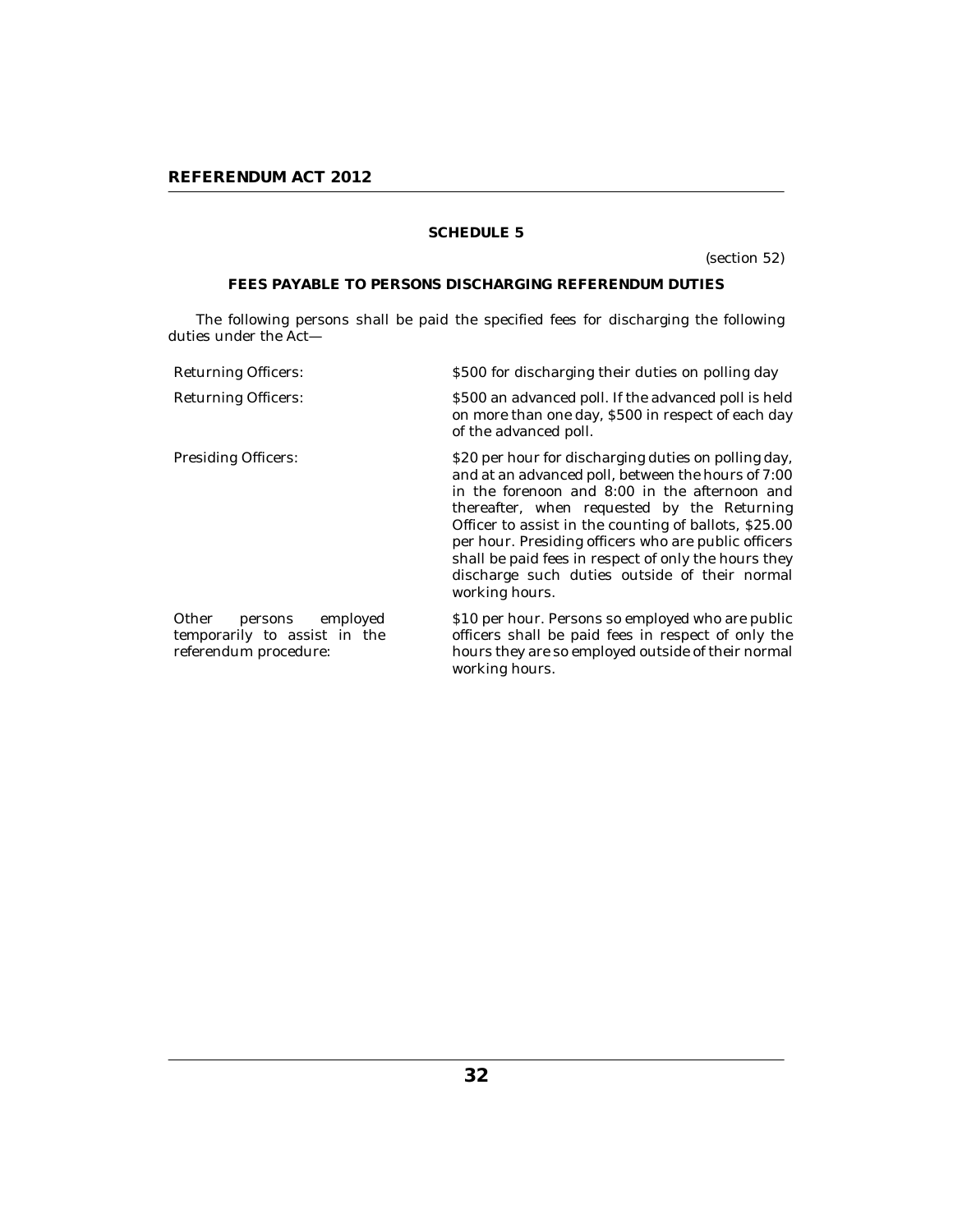## SCHEDULE 5

(section 52)

### FEES PAYABLE TO PERSONS DISCHARGING REFERENDUM DUTIES

The following persons shall be paid the specified fees for discharging the following duties under the Act—

| | |
|---|---|
| Returning Officers: | $500 for discharging their duties on polling day |
| Returning Officers: | $500 an advanced poll. If the advanced poll is held on more than one day, $500 in respect of each day of the advanced poll. |
| Presiding Officers: | $20 per hour for discharging duties on polling day, and at an advanced poll, between the hours of 7:00 in the forenoon and 8:00 in the afternoon and thereafter, when requested by the Returning Officer to assist in the counting of ballots, $25.00 per hour. Presiding officers who are public officers shall be paid fees in respect of only the hours they discharge such duties outside of their normal working hours. |
| Other persons employed temporarily to assist in the referendum procedure: | $10 per hour. Persons so employed who are public officers shall be paid fees in respect of only the hours they are so employed outside of their normal working hours. |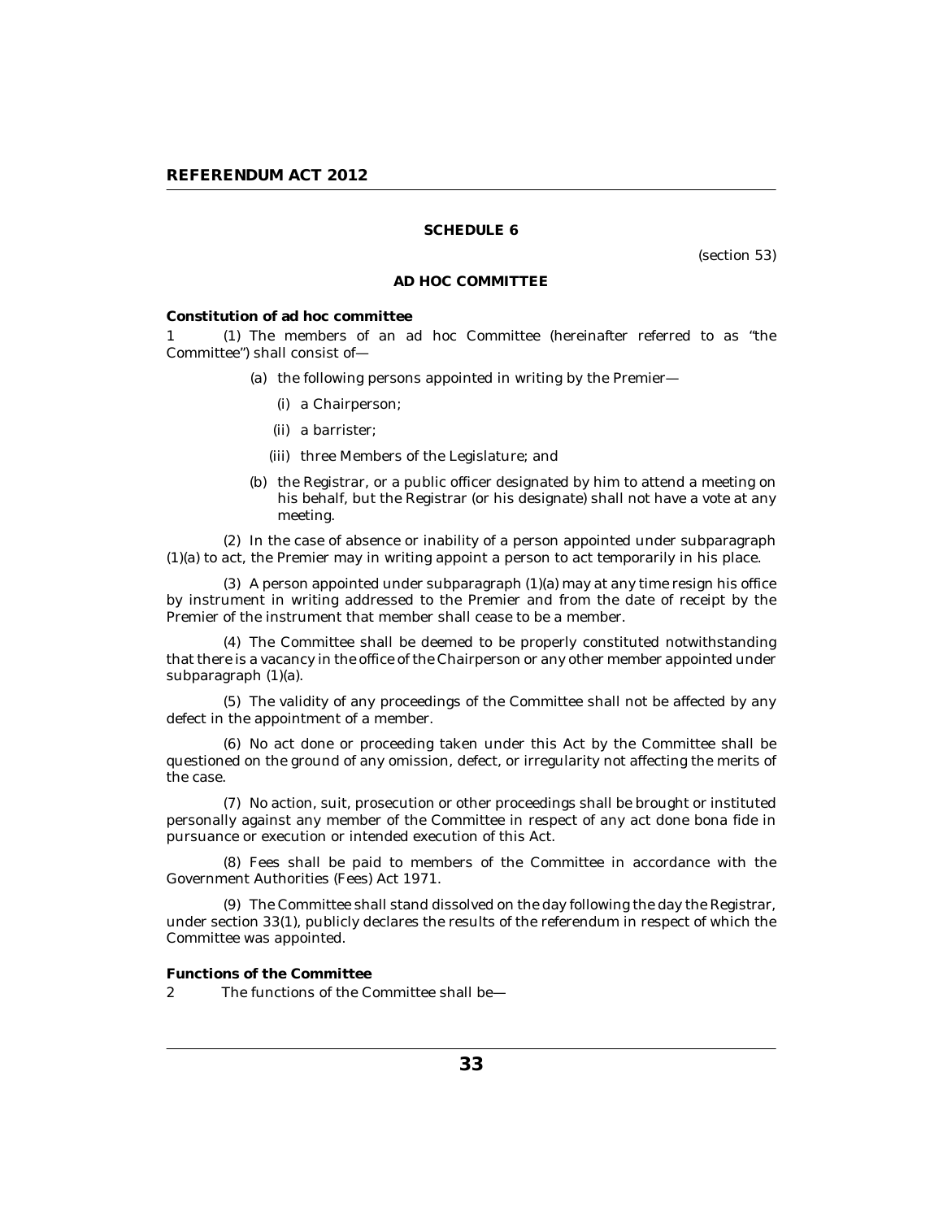## SCHEDULE 6

(section 53)

### AD HOC COMMITTEE

**Constitution of ad hoc committee**

1 (1) The members of an ad hoc Committee (hereinafter referred to as "the Committee") shall consist of—

- (a) the following persons appointed in writing by the Premier—
  - (i) a Chairperson;
  - (ii) a barrister;
  - (iii) three Members of the Legislature; and
- (b) the Registrar, or a public officer designated by him to attend a meeting on his behalf, but the Registrar (or his designate) shall not have a vote at any meeting.

(2) In the case of absence or inability of a person appointed under subparagraph (1)(a) to act, the Premier may in writing appoint a person to act temporarily in his place.

(3) A person appointed under subparagraph (1)(a) may at any time resign his office by instrument in writing addressed to the Premier and from the date of receipt by the Premier of the instrument that member shall cease to be a member.

(4) The Committee shall be deemed to be properly constituted notwithstanding that there is a vacancy in the office of the Chairperson or any other member appointed under subparagraph (1)(a).

(5) The validity of any proceedings of the Committee shall not be affected by any defect in the appointment of a member.

(6) No act done or proceeding taken under this Act by the Committee shall be questioned on the ground of any omission, defect, or irregularity not affecting the merits of the case.

(7) No action, suit, prosecution or other proceedings shall be brought or instituted personally against any member of the Committee in respect of any act done bona fide in pursuance or execution or intended execution of this Act.

(8) Fees shall be paid to members of the Committee in accordance with the Government Authorities (Fees) Act 1971.

(9) The Committee shall stand dissolved on the day following the day the Registrar, under section 33(1), publicly declares the results of the referendum in respect of which the Committee was appointed.

**Functions of the Committee**

2 The functions of the Committee shall be—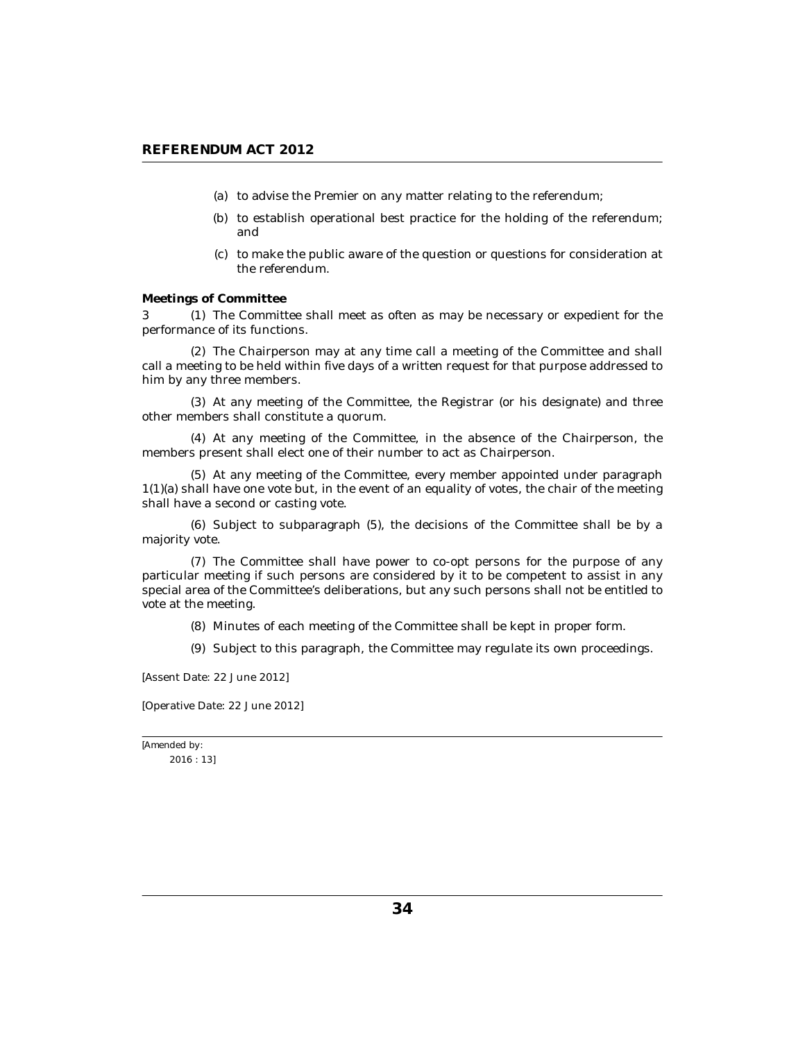(a) to advise the Premier on any matter relating to the referendum;

(b) to establish operational best practice for the holding of the referendum; and

(c) to make the public aware of the question or questions for consideration at the referendum.

**Meetings of Committee**

3 (1) The Committee shall meet as often as may be necessary or expedient for the performance of its functions.

(2) The Chairperson may at any time call a meeting of the Committee and shall call a meeting to be held within five days of a written request for that purpose addressed to him by any three members.

(3) At any meeting of the Committee, the Registrar (or his designate) and three other members shall constitute a quorum.

(4) At any meeting of the Committee, in the absence of the Chairperson, the members present shall elect one of their number to act as Chairperson.

(5) At any meeting of the Committee, every member appointed under paragraph 1(1)(a) shall have one vote but, in the event of an equality of votes, the chair of the meeting shall have a second or casting vote.

(6) Subject to subparagraph (5), the decisions of the Committee shall be by a majority vote.

(7) The Committee shall have power to co-opt persons for the purpose of any particular meeting if such persons are considered by it to be competent to assist in any special area of the Committee's deliberations, but any such persons shall not be entitled to vote at the meeting.

(8) Minutes of each meeting of the Committee shall be kept in proper form.

(9) Subject to this paragraph, the Committee may regulate its own proceedings.

[Assent Date: 22 June 2012]

[Operative Date: 22 June 2012]

[Amended by:
2016 : 13]